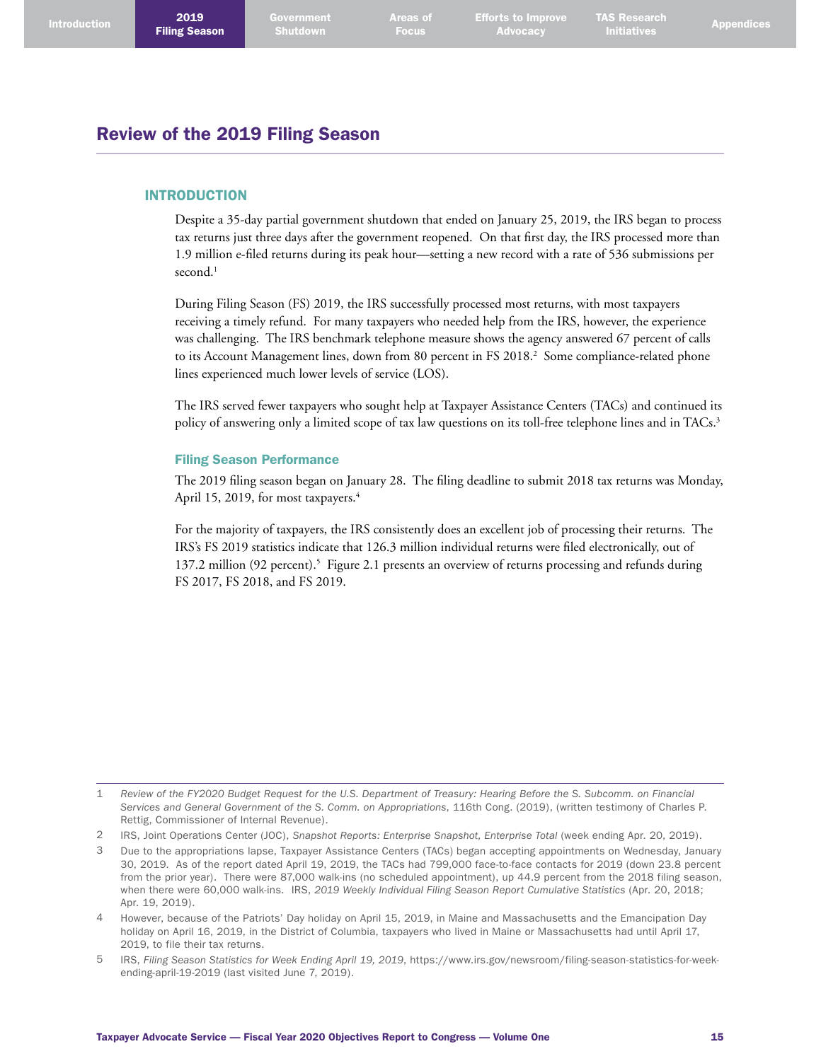# Review of the 2019 Filing Season

## INTRODUCTION

Despite a 35-day partial government shutdown that ended on January 25, 2019, the IRS began to process tax returns just three days after the government reopened. On that first day, the IRS processed more than 1.9 million e-filed returns during its peak hour—setting a new record with a rate of 536 submissions per second.[1]

During Filing Season (FS) 2019, the IRS successfully processed most returns, with most taxpayers receiving a timely refund. For many taxpayers who needed help from the IRS, however, the experience was challenging. The IRS benchmark telephone measure shows the agency answered 67 percent of calls to its Account Management lines, down from 80 percent in FS 2018.[2] Some compliance-related phone lines experienced much lower levels of service (LOS).

The IRS served fewer taxpayers who sought help at Taxpayer Assistance Centers (TACs) and continued its policy of answering only a limited scope of tax law questions on its toll-free telephone lines and in TACs.[3]

### Filing Season Performance

The 2019 filing season began on January 28. The filing deadline to submit 2018 tax returns was Monday, April 15, 2019, for most taxpayers.[4]

For the majority of taxpayers, the IRS consistently does an excellent job of processing their returns. The IRS's FS 2019 statistics indicate that 126.3 million individual returns were filed electronically, out of 137.2 million (92 percent).[5] Figure 2.1 presents an overview of returns processing and refunds during FS 2017, FS 2018, and FS 2019.

---

1 *Review of the FY2020 Budget Request for the U.S. Department of Treasury: Hearing Before the S. Subcomm. on Financial Services and General Government of the S. Comm. on Appropriations*, 116th Cong. (2019), (written testimony of Charles P. Rettig, Commissioner of Internal Revenue).

2 IRS, Joint Operations Center (JOC), *Snapshot Reports: Enterprise Snapshot, Enterprise Total* (week ending Apr. 20, 2019).

3 Due to the appropriations lapse, Taxpayer Assistance Centers (TACs) began accepting appointments on Wednesday, January 30, 2019. As of the report dated April 19, 2019, the TACs had 799,000 face-to-face contacts for 2019 (down 23.8 percent from the prior year). There were 87,000 walk-ins (no scheduled appointment), up 44.9 percent from the 2018 filing season, when there were 60,000 walk-ins. IRS, *2019 Weekly Individual Filing Season Report Cumulative Statistics* (Apr. 20, 2018; Apr. 19, 2019).

4 However, because of the Patriots' Day holiday on April 15, 2019, in Maine and Massachusetts and the Emancipation Day holiday on April 16, 2019, in the District of Columbia, taxpayers who lived in Maine or Massachusetts had until April 17, 2019, to file their tax returns.

5 IRS, *Filing Season Statistics for Week Ending April 19, 2019*, https://www.irs.gov/newsroom/filing-season-statistics-for-week-ending-april-19-2019 (last visited June 7, 2019).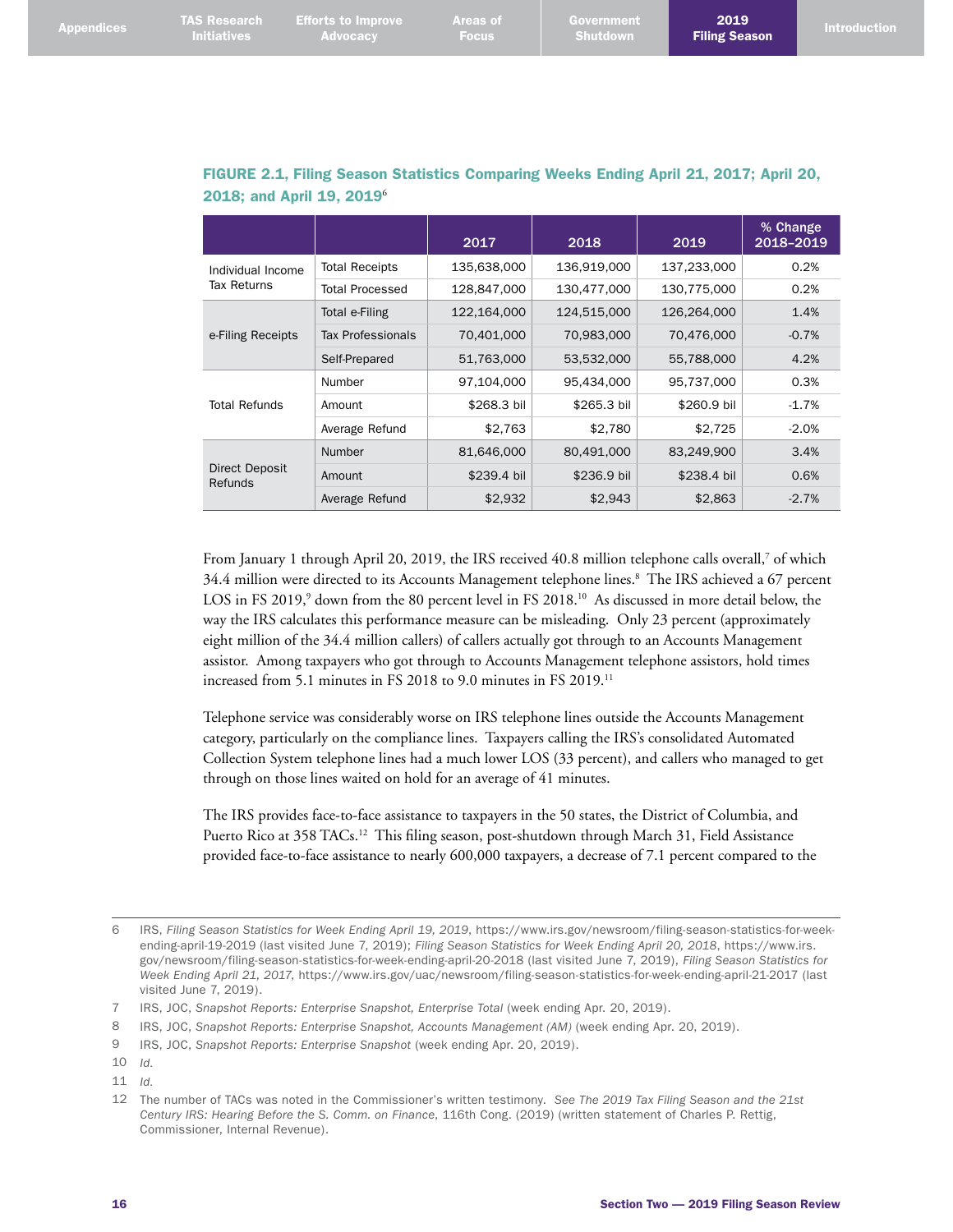**FIGURE 2.1, Filing Season Statistics Comparing Weeks Ending April 21, 2017; April 20, 2018; and April 19, 2019**[6]

| | | 2017 | 2018 | 2019 | % Change 2018–2019 |
|---|---|---|---|---|---|
| Individual Income Tax Returns | Total Receipts | 135,638,000 | 136,919,000 | 137,233,000 | 0.2% |
| | Total Processed | 128,847,000 | 130,477,000 | 130,775,000 | 0.2% |
| e-Filing Receipts | Total e-Filing | 122,164,000 | 124,515,000 | 126,264,000 | 1.4% |
| | Tax Professionals | 70,401,000 | 70,983,000 | 70,476,000 | -0.7% |
| | Self-Prepared | 51,763,000 | 53,532,000 | 55,788,000 | 4.2% |
| Total Refunds | Number | 97,104,000 | 95,434,000 | 95,737,000 | 0.3% |
| | Amount | $268.3 bil | $265.3 bil | $260.9 bil | -1.7% |
| | Average Refund | $2,763 | $2,780 | $2,725 | -2.0% |
| Direct Deposit Refunds | Number | 81,646,000 | 80,491,000 | 83,249,900 | 3.4% |
| | Amount | $239.4 bil | $236.9 bil | $238.4 bil | 0.6% |
| | Average Refund | $2,932 | $2,943 | $2,863 | -2.7% |

From January 1 through April 20, 2019, the IRS received 40.8 million telephone calls overall,[7] of which 34.4 million were directed to its Accounts Management telephone lines.[8] The IRS achieved a 67 percent LOS in FS 2019,[9] down from the 80 percent level in FS 2018.[10] As discussed in more detail below, the way the IRS calculates this performance measure can be misleading. Only 23 percent (approximately eight million of the 34.4 million callers) of callers actually got through to an Accounts Management assistor. Among taxpayers who got through to Accounts Management telephone assistors, hold times increased from 5.1 minutes in FS 2018 to 9.0 minutes in FS 2019.[11]

Telephone service was considerably worse on IRS telephone lines outside the Accounts Management category, particularly on the compliance lines. Taxpayers calling the IRS's consolidated Automated Collection System telephone lines had a much lower LOS (33 percent), and callers who managed to get through on those lines waited on hold for an average of 41 minutes.

The IRS provides face-to-face assistance to taxpayers in the 50 states, the District of Columbia, and Puerto Rico at 358 TACs.[12] This filing season, post-shutdown through March 31, Field Assistance provided face-to-face assistance to nearly 600,000 taxpayers, a decrease of 7.1 percent compared to the

---

6 IRS, *Filing Season Statistics for Week Ending April 19, 2019*, https://www.irs.gov/newsroom/filing-season-statistics-for-week-ending-april-19-2019 (last visited June 7, 2019); *Filing Season Statistics for Week Ending April 20, 2018*, https://www.irs.gov/newsroom/filing-season-statistics-for-week-ending-april-20-2018 (last visited June 7, 2019), *Filing Season Statistics for Week Ending April 21, 2017*, https://www.irs.gov/uac/newsroom/filing-season-statistics-for-week-ending-april-21-2017 (last visited June 7, 2019).

7 IRS, JOC, *Snapshot Reports: Enterprise Snapshot, Enterprise Total* (week ending Apr. 20, 2019).

8 IRS, JOC, *Snapshot Reports: Enterprise Snapshot, Accounts Management (AM)* (week ending Apr. 20, 2019).

9 IRS, JOC, *Snapshot Reports: Enterprise Snapshot* (week ending Apr. 20, 2019).

10 *Id.*

11 *Id.*

12 The number of TACs was noted in the Commissioner's written testimony. *See The 2019 Tax Filing Season and the 21st Century IRS: Hearing Before the S. Comm. on Finance*, 116th Cong. (2019) (written statement of Charles P. Rettig, Commissioner, Internal Revenue).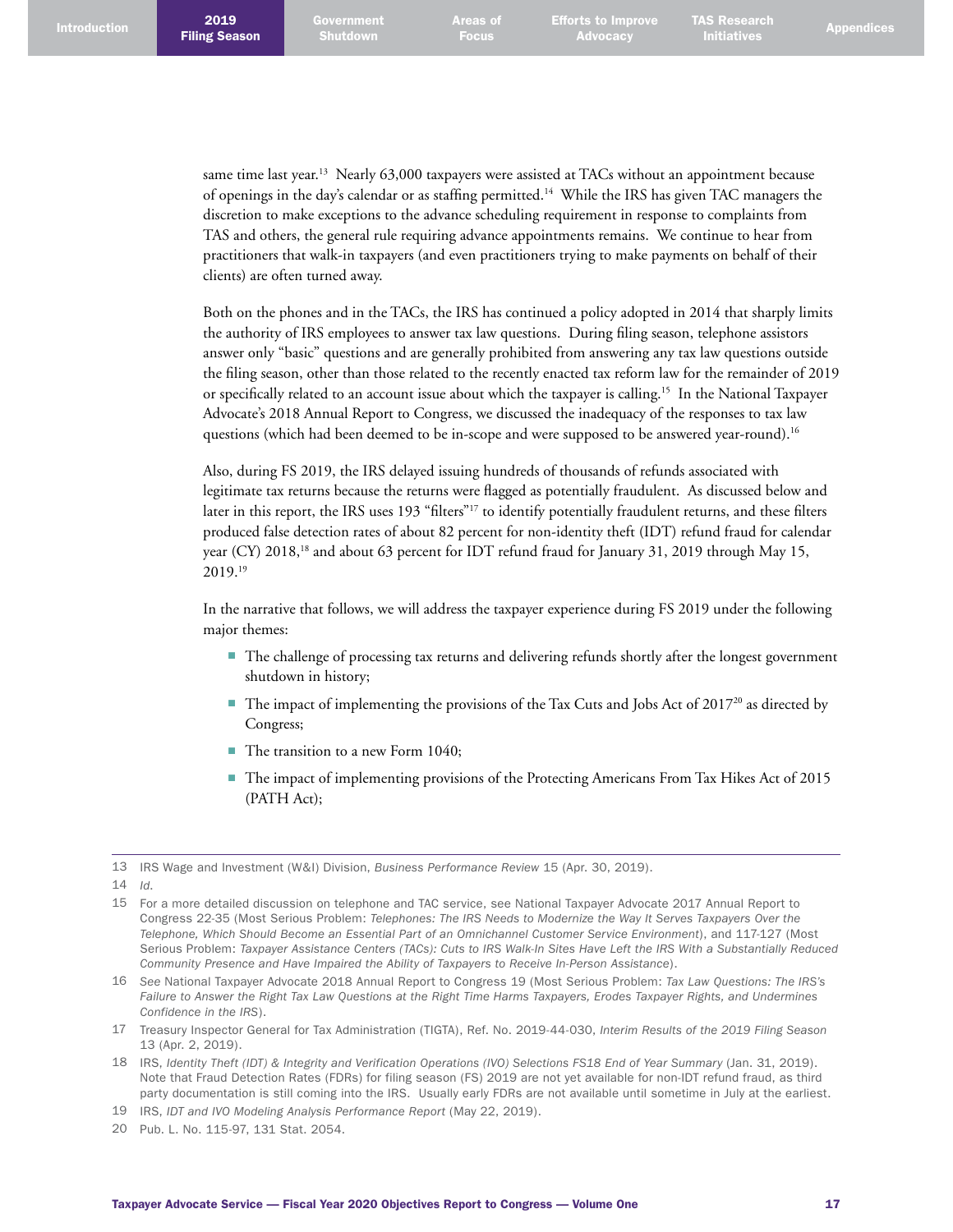same time last year.[13] Nearly 63,000 taxpayers were assisted at TACs without an appointment because of openings in the day's calendar or as staffing permitted.[14] While the IRS has given TAC managers the discretion to make exceptions to the advance scheduling requirement in response to complaints from TAS and others, the general rule requiring advance appointments remains. We continue to hear from practitioners that walk-in taxpayers (and even practitioners trying to make payments on behalf of their clients) are often turned away.

Both on the phones and in the TACs, the IRS has continued a policy adopted in 2014 that sharply limits the authority of IRS employees to answer tax law questions. During filing season, telephone assistors answer only "basic" questions and are generally prohibited from answering any tax law questions outside the filing season, other than those related to the recently enacted tax reform law for the remainder of 2019 or specifically related to an account issue about which the taxpayer is calling.[15] In the National Taxpayer Advocate's 2018 Annual Report to Congress, we discussed the inadequacy of the responses to tax law questions (which had been deemed to be in-scope and were supposed to be answered year-round).[16]

Also, during FS 2019, the IRS delayed issuing hundreds of thousands of refunds associated with legitimate tax returns because the returns were flagged as potentially fraudulent. As discussed below and later in this report, the IRS uses 193 "filters"[17] to identify potentially fraudulent returns, and these filters produced false detection rates of about 82 percent for non-identity theft (IDT) refund fraud for calendar year (CY) 2018,[18] and about 63 percent for IDT refund fraud for January 31, 2019 through May 15, 2019.[19]

In the narrative that follows, we will address the taxpayer experience during FS 2019 under the following major themes:

- The challenge of processing tax returns and delivering refunds shortly after the longest government shutdown in history;
- The impact of implementing the provisions of the Tax Cuts and Jobs Act of 2017[20] as directed by Congress;
- The transition to a new Form 1040;
- The impact of implementing provisions of the Protecting Americans From Tax Hikes Act of 2015 (PATH Act);

---

13 IRS Wage and Investment (W&I) Division, *Business Performance Review* 15 (Apr. 30, 2019).

14 *Id.*

15 For a more detailed discussion on telephone and TAC service, see National Taxpayer Advocate 2017 Annual Report to Congress 22-35 (Most Serious Problem: *Telephones: The IRS Needs to Modernize the Way It Serves Taxpayers Over the Telephone, Which Should Become an Essential Part of an Omnichannel Customer Service Environment*), and 117-127 (Most Serious Problem: *Taxpayer Assistance Centers (TACs): Cuts to IRS Walk-In Sites Have Left the IRS With a Substantially Reduced Community Presence and Have Impaired the Ability of Taxpayers to Receive In-Person Assistance*).

16 *See* National Taxpayer Advocate 2018 Annual Report to Congress 19 (Most Serious Problem: *Tax Law Questions: The IRS's Failure to Answer the Right Tax Law Questions at the Right Time Harms Taxpayers, Erodes Taxpayer Rights, and Undermines Confidence in the IRS*).

17 Treasury Inspector General for Tax Administration (TIGTA), Ref. No. 2019-44-030, *Interim Results of the 2019 Filing Season* 13 (Apr. 2, 2019).

18 IRS, *Identity Theft (IDT) & Integrity and Verification Operations (IVO) Selections FS18 End of Year Summary* (Jan. 31, 2019). Note that Fraud Detection Rates (FDRs) for filing season (FS) 2019 are not yet available for non-IDT refund fraud, as third party documentation is still coming into the IRS. Usually early FDRs are not available until sometime in July at the earliest.

19 IRS, *IDT and IVO Modeling Analysis Performance Report* (May 22, 2019).

20 Pub. L. No. 115-97, 131 Stat. 2054.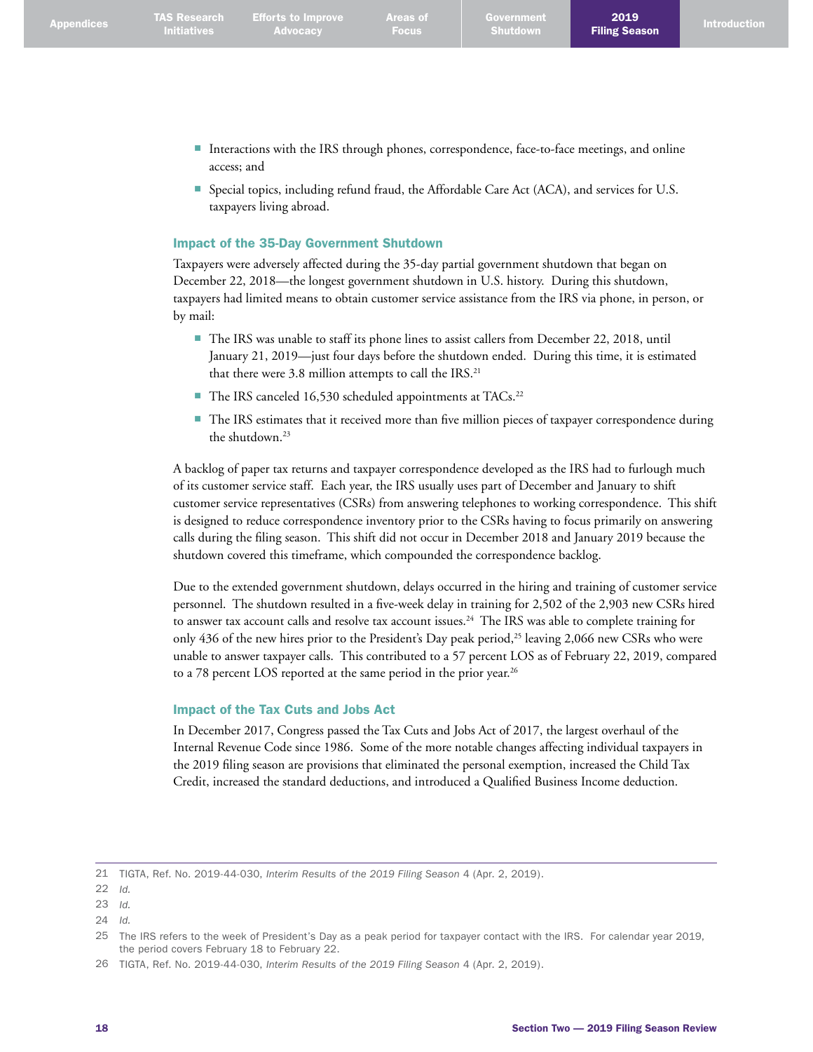- Interactions with the IRS through phones, correspondence, face-to-face meetings, and online access; and
- Special topics, including refund fraud, the Affordable Care Act (ACA), and services for U.S. taxpayers living abroad.

### Impact of the 35-Day Government Shutdown

Taxpayers were adversely affected during the 35-day partial government shutdown that began on December 22, 2018—the longest government shutdown in U.S. history. During this shutdown, taxpayers had limited means to obtain customer service assistance from the IRS via phone, in person, or by mail:

- The IRS was unable to staff its phone lines to assist callers from December 22, 2018, until January 21, 2019—just four days before the shutdown ended. During this time, it is estimated that there were 3.8 million attempts to call the IRS.[21]
- The IRS canceled 16,530 scheduled appointments at TACs.[22]
- The IRS estimates that it received more than five million pieces of taxpayer correspondence during the shutdown.[23]

A backlog of paper tax returns and taxpayer correspondence developed as the IRS had to furlough much of its customer service staff. Each year, the IRS usually uses part of December and January to shift customer service representatives (CSRs) from answering telephones to working correspondence. This shift is designed to reduce correspondence inventory prior to the CSRs having to focus primarily on answering calls during the filing season. This shift did not occur in December 2018 and January 2019 because the shutdown covered this timeframe, which compounded the correspondence backlog.

Due to the extended government shutdown, delays occurred in the hiring and training of customer service personnel. The shutdown resulted in a five-week delay in training for 2,502 of the 2,903 new CSRs hired to answer tax account calls and resolve tax account issues.[24] The IRS was able to complete training for only 436 of the new hires prior to the President's Day peak period,[25] leaving 2,066 new CSRs who were unable to answer taxpayer calls. This contributed to a 57 percent LOS as of February 22, 2019, compared to a 78 percent LOS reported at the same period in the prior year.[26]

### Impact of the Tax Cuts and Jobs Act

In December 2017, Congress passed the Tax Cuts and Jobs Act of 2017, the largest overhaul of the Internal Revenue Code since 1986. Some of the more notable changes affecting individual taxpayers in the 2019 filing season are provisions that eliminated the personal exemption, increased the Child Tax Credit, increased the standard deductions, and introduced a Qualified Business Income deduction.

---

21 TIGTA, Ref. No. 2019-44-030, *Interim Results of the 2019 Filing Season* 4 (Apr. 2, 2019).

22 *Id.*

23 *Id.*

24 *Id.*

25 The IRS refers to the week of President's Day as a peak period for taxpayer contact with the IRS. For calendar year 2019, the period covers February 18 to February 22.

26 TIGTA, Ref. No. 2019-44-030, *Interim Results of the 2019 Filing Season* 4 (Apr. 2, 2019).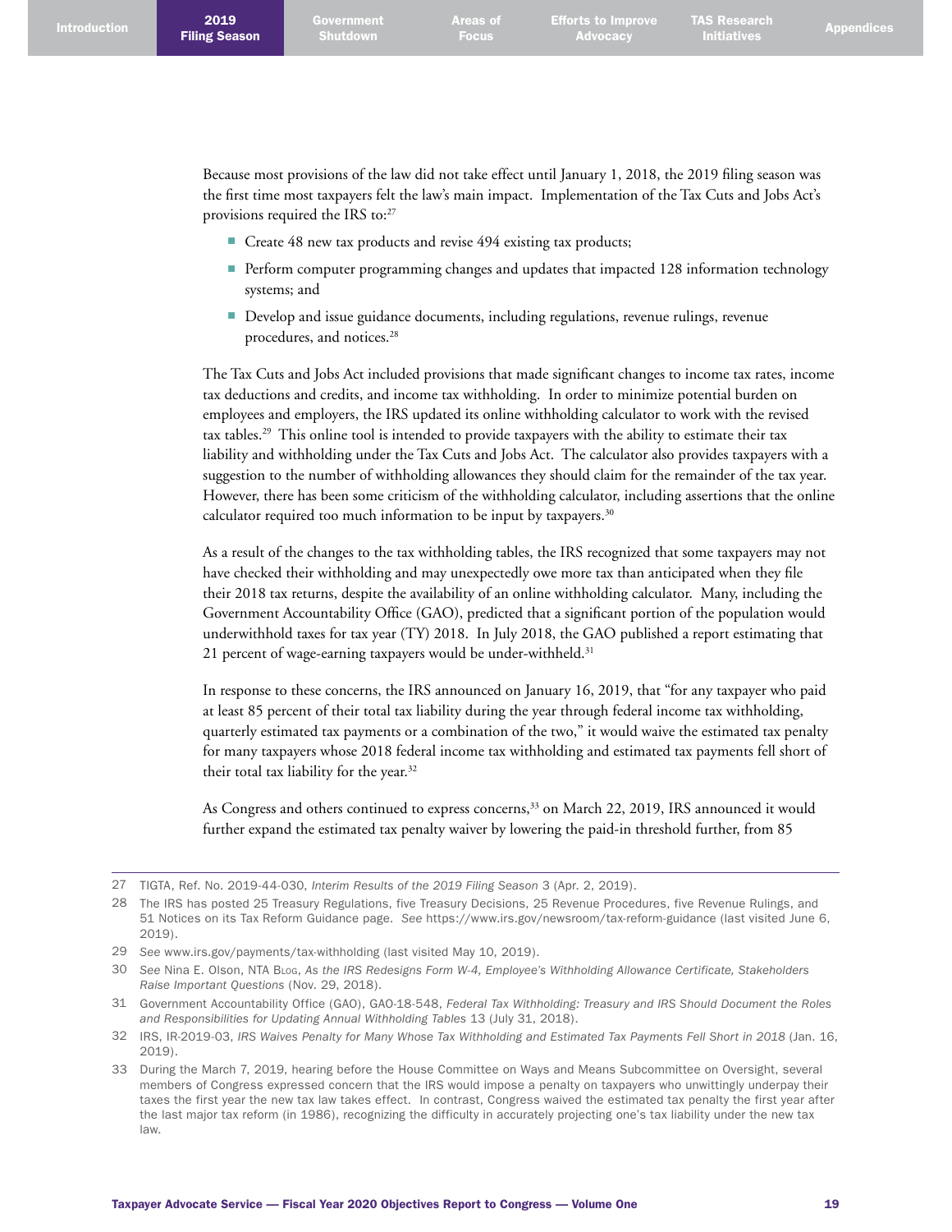Because most provisions of the law did not take effect until January 1, 2018, the 2019 filing season was the first time most taxpayers felt the law's main impact. Implementation of the Tax Cuts and Jobs Act's provisions required the IRS to:[27]

- Create 48 new tax products and revise 494 existing tax products;
- Perform computer programming changes and updates that impacted 128 information technology systems; and
- Develop and issue guidance documents, including regulations, revenue rulings, revenue procedures, and notices.[28]

The Tax Cuts and Jobs Act included provisions that made significant changes to income tax rates, income tax deductions and credits, and income tax withholding. In order to minimize potential burden on employees and employers, the IRS updated its online withholding calculator to work with the revised tax tables.[29] This online tool is intended to provide taxpayers with the ability to estimate their tax liability and withholding under the Tax Cuts and Jobs Act. The calculator also provides taxpayers with a suggestion to the number of withholding allowances they should claim for the remainder of the tax year. However, there has been some criticism of the withholding calculator, including assertions that the online calculator required too much information to be input by taxpayers.[30]

As a result of the changes to the tax withholding tables, the IRS recognized that some taxpayers may not have checked their withholding and may unexpectedly owe more tax than anticipated when they file their 2018 tax returns, despite the availability of an online withholding calculator. Many, including the Government Accountability Office (GAO), predicted that a significant portion of the population would underwithhold taxes for tax year (TY) 2018. In July 2018, the GAO published a report estimating that 21 percent of wage-earning taxpayers would be under-withheld.[31]

In response to these concerns, the IRS announced on January 16, 2019, that "for any taxpayer who paid at least 85 percent of their total tax liability during the year through federal income tax withholding, quarterly estimated tax payments or a combination of the two," it would waive the estimated tax penalty for many taxpayers whose 2018 federal income tax withholding and estimated tax payments fell short of their total tax liability for the year.[32]

As Congress and others continued to express concerns,[33] on March 22, 2019, IRS announced it would further expand the estimated tax penalty waiver by lowering the paid-in threshold further, from 85

---

27 TIGTA, Ref. No. 2019-44-030, *Interim Results of the 2019 Filing Season* 3 (Apr. 2, 2019).

28 The IRS has posted 25 Treasury Regulations, five Treasury Decisions, 25 Revenue Procedures, five Revenue Rulings, and 51 Notices on its Tax Reform Guidance page. *See* https://www.irs.gov/newsroom/tax-reform-guidance (last visited June 6, 2019).

29 *See* www.irs.gov/payments/tax-withholding (last visited May 10, 2019).

30 *See* Nina E. Olson, NTA Blog, *As the IRS Redesigns Form W-4, Employee's Withholding Allowance Certificate, Stakeholders Raise Important Questions* (Nov. 29, 2018).

31 Government Accountability Office (GAO), GAO-18-548, *Federal Tax Withholding: Treasury and IRS Should Document the Roles and Responsibilities for Updating Annual Withholding Tables* 13 (July 31, 2018).

32 IRS, IR-2019-03, *IRS Waives Penalty for Many Whose Tax Withholding and Estimated Tax Payments Fell Short in 2018* (Jan. 16, 2019).

33 During the March 7, 2019, hearing before the House Committee on Ways and Means Subcommittee on Oversight, several members of Congress expressed concern that the IRS would impose a penalty on taxpayers who unwittingly underpay their taxes the first year the new tax law takes effect. In contrast, Congress waived the estimated tax penalty the first year after the last major tax reform (in 1986), recognizing the difficulty in accurately projecting one's tax liability under the new tax law.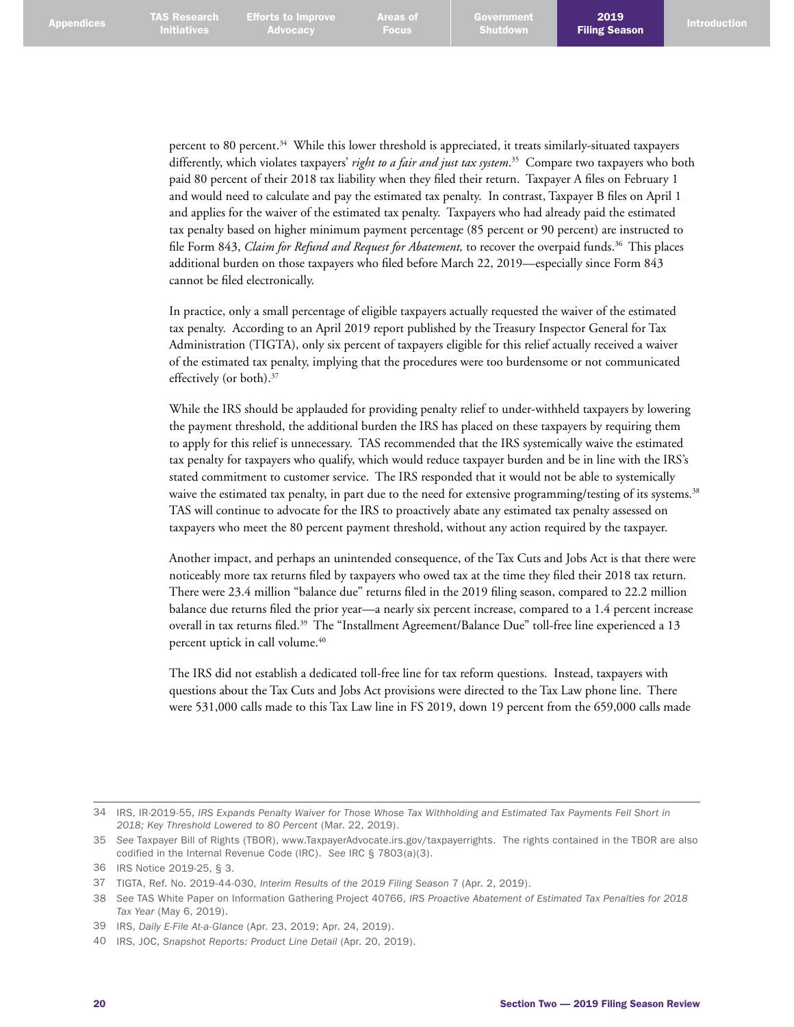percent to 80 percent.[34] While this lower threshold is appreciated, it treats similarly-situated taxpayers differently, which violates taxpayers' *right to a fair and just tax system*.[35] Compare two taxpayers who both paid 80 percent of their 2018 tax liability when they filed their return. Taxpayer A files on February 1 and would need to calculate and pay the estimated tax penalty. In contrast, Taxpayer B files on April 1 and applies for the waiver of the estimated tax penalty. Taxpayers who had already paid the estimated tax penalty based on higher minimum payment percentage (85 percent or 90 percent) are instructed to file Form 843, *Claim for Refund and Request for Abatement,* to recover the overpaid funds.[36] This places additional burden on those taxpayers who filed before March 22, 2019—especially since Form 843 cannot be filed electronically.

In practice, only a small percentage of eligible taxpayers actually requested the waiver of the estimated tax penalty. According to an April 2019 report published by the Treasury Inspector General for Tax Administration (TIGTA), only six percent of taxpayers eligible for this relief actually received a waiver of the estimated tax penalty, implying that the procedures were too burdensome or not communicated effectively (or both).[37]

While the IRS should be applauded for providing penalty relief to under-withheld taxpayers by lowering the payment threshold, the additional burden the IRS has placed on these taxpayers by requiring them to apply for this relief is unnecessary. TAS recommended that the IRS systemically waive the estimated tax penalty for taxpayers who qualify, which would reduce taxpayer burden and be in line with the IRS's stated commitment to customer service. The IRS responded that it would not be able to systemically waive the estimated tax penalty, in part due to the need for extensive programming/testing of its systems.[38] TAS will continue to advocate for the IRS to proactively abate any estimated tax penalty assessed on taxpayers who meet the 80 percent payment threshold, without any action required by the taxpayer.

Another impact, and perhaps an unintended consequence, of the Tax Cuts and Jobs Act is that there were noticeably more tax returns filed by taxpayers who owed tax at the time they filed their 2018 tax return. There were 23.4 million "balance due" returns filed in the 2019 filing season, compared to 22.2 million balance due returns filed the prior year—a nearly six percent increase, compared to a 1.4 percent increase overall in tax returns filed.[39] The "Installment Agreement/Balance Due" toll-free line experienced a 13 percent uptick in call volume.[40]

The IRS did not establish a dedicated toll-free line for tax reform questions. Instead, taxpayers with questions about the Tax Cuts and Jobs Act provisions were directed to the Tax Law phone line. There were 531,000 calls made to this Tax Law line in FS 2019, down 19 percent from the 659,000 calls made

---

34 IRS, IR-2019-55, *IRS Expands Penalty Waiver for Those Whose Tax Withholding and Estimated Tax Payments Fell Short in 2018; Key Threshold Lowered to 80 Percent* (Mar. 22, 2019).

35 *See* Taxpayer Bill of Rights (TBOR), www.TaxpayerAdvocate.irs.gov/taxpayerrights. The rights contained in the TBOR are also codified in the Internal Revenue Code (IRC). *See* IRC § 7803(a)(3).

36 IRS Notice 2019-25, § 3.

37 TIGTA, Ref. No. 2019-44-030, *Interim Results of the 2019 Filing Season* 7 (Apr. 2, 2019).

38 *See* TAS White Paper on Information Gathering Project 40766, *IRS Proactive Abatement of Estimated Tax Penalties for 2018 Tax Year* (May 6, 2019).

39 IRS, *Daily E-File At-a-Glance* (Apr. 23, 2019; Apr. 24, 2019).

40 IRS, JOC, *Snapshot Reports: Product Line Detail* (Apr. 20, 2019).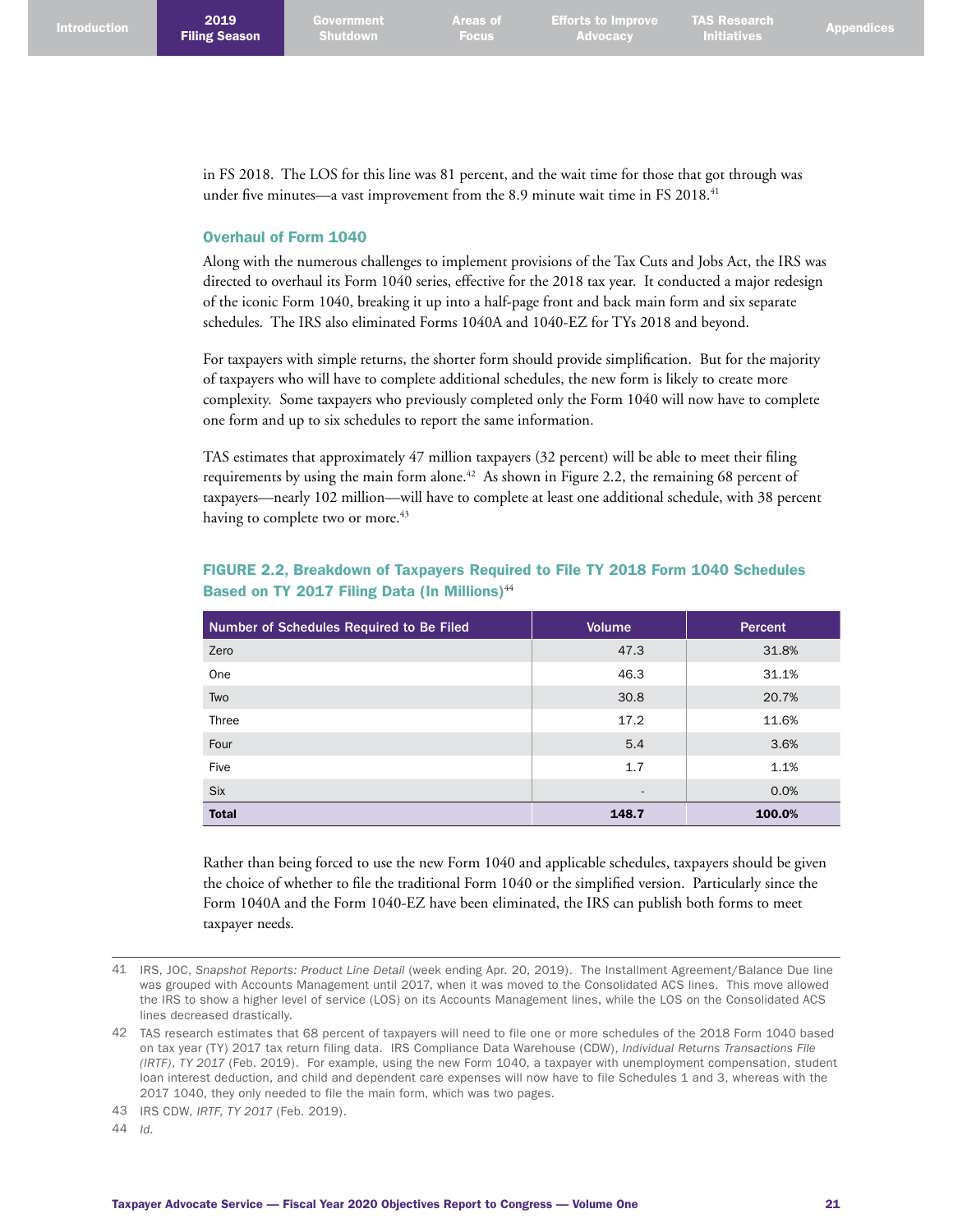in FS 2018. The LOS for this line was 81 percent, and the wait time for those that got through was under five minutes—a vast improvement from the 8.9 minute wait time in FS 2018.[41]

### Overhaul of Form 1040

Along with the numerous challenges to implement provisions of the Tax Cuts and Jobs Act, the IRS was directed to overhaul its Form 1040 series, effective for the 2018 tax year. It conducted a major redesign of the iconic Form 1040, breaking it up into a half-page front and back main form and six separate schedules. The IRS also eliminated Forms 1040A and 1040-EZ for TYs 2018 and beyond.

For taxpayers with simple returns, the shorter form should provide simplification. But for the majority of taxpayers who will have to complete additional schedules, the new form is likely to create more complexity. Some taxpayers who previously completed only the Form 1040 will now have to complete one form and up to six schedules to report the same information.

TAS estimates that approximately 47 million taxpayers (32 percent) will be able to meet their filing requirements by using the main form alone.[42] As shown in Figure 2.2, the remaining 68 percent of taxpayers—nearly 102 million—will have to complete at least one additional schedule, with 38 percent having to complete two or more.[43]

**FIGURE 2.2, Breakdown of Taxpayers Required to File TY 2018 Form 1040 Schedules Based on TY 2017 Filing Data (In Millions)**[44]

| Number of Schedules Required to Be Filed | Volume | Percent |
|---|---|---|
| Zero | 47.3 | 31.8% |
| One | 46.3 | 31.1% |
| Two | 30.8 | 20.7% |
| Three | 17.2 | 11.6% |
| Four | 5.4 | 3.6% |
| Five | 1.7 | 1.1% |
| Six | - | 0.0% |
| **Total** | **148.7** | **100.0%** |

Rather than being forced to use the new Form 1040 and applicable schedules, taxpayers should be given the choice of whether to file the traditional Form 1040 or the simplified version. Particularly since the Form 1040A and the Form 1040-EZ have been eliminated, the IRS can publish both forms to meet taxpayer needs.

---

41 IRS, JOC, *Snapshot Reports: Product Line Detail* (week ending Apr. 20, 2019). The Installment Agreement/Balance Due line was grouped with Accounts Management until 2017, when it was moved to the Consolidated ACS lines. This move allowed the IRS to show a higher level of service (LOS) on its Accounts Management lines, while the LOS on the Consolidated ACS lines decreased drastically.

42 TAS research estimates that 68 percent of taxpayers will need to file one or more schedules of the 2018 Form 1040 based on tax year (TY) 2017 tax return filing data. IRS Compliance Data Warehouse (CDW), *Individual Returns Transactions File (IRTF), TY 2017* (Feb. 2019). For example, using the new Form 1040, a taxpayer with unemployment compensation, student loan interest deduction, and child and dependent care expenses will now have to file Schedules 1 and 3, whereas with the 2017 1040, they only needed to file the main form, which was two pages.

43 IRS CDW, *IRTF, TY 2017* (Feb. 2019).

44 *Id.*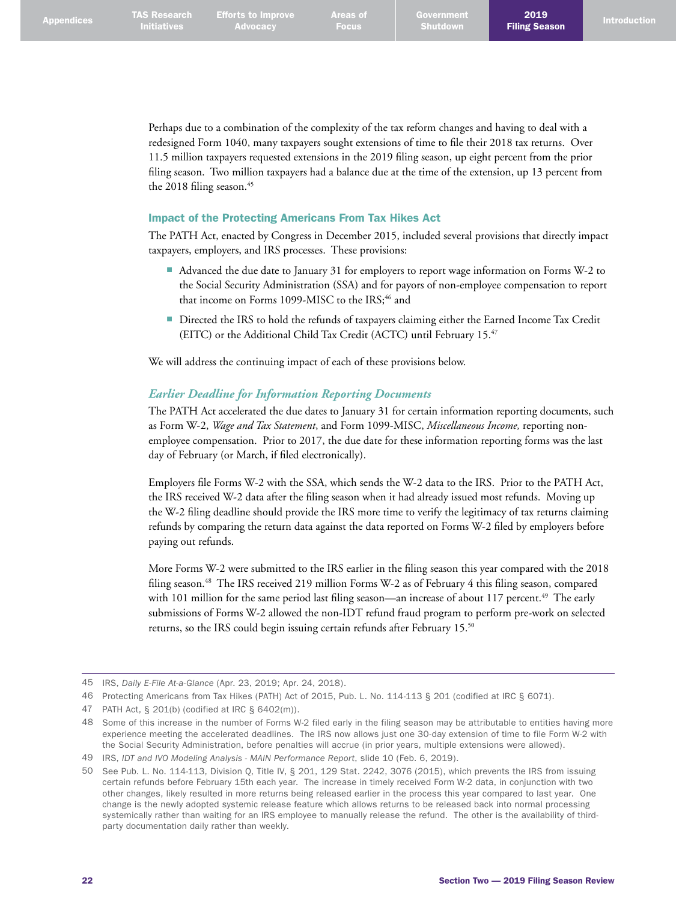Perhaps due to a combination of the complexity of the tax reform changes and having to deal with a redesigned Form 1040, many taxpayers sought extensions of time to file their 2018 tax returns. Over 11.5 million taxpayers requested extensions in the 2019 filing season, up eight percent from the prior filing season. Two million taxpayers had a balance due at the time of the extension, up 13 percent from the 2018 filing season.[45]

### Impact of the Protecting Americans From Tax Hikes Act

The PATH Act, enacted by Congress in December 2015, included several provisions that directly impact taxpayers, employers, and IRS processes. These provisions:

- Advanced the due date to January 31 for employers to report wage information on Forms W-2 to the Social Security Administration (SSA) and for payors of non-employee compensation to report that income on Forms 1099-MISC to the IRS;[46] and
- Directed the IRS to hold the refunds of taxpayers claiming either the Earned Income Tax Credit (EITC) or the Additional Child Tax Credit (ACTC) until February 15.[47]

We will address the continuing impact of each of these provisions below.

#### *Earlier Deadline for Information Reporting Documents*

The PATH Act accelerated the due dates to January 31 for certain information reporting documents, such as Form W-2, *Wage and Tax Statement*, and Form 1099-MISC, *Miscellaneous Income,* reporting non-employee compensation. Prior to 2017, the due date for these information reporting forms was the last day of February (or March, if filed electronically).

Employers file Forms W-2 with the SSA, which sends the W-2 data to the IRS. Prior to the PATH Act, the IRS received W-2 data after the filing season when it had already issued most refunds. Moving up the W-2 filing deadline should provide the IRS more time to verify the legitimacy of tax returns claiming refunds by comparing the return data against the data reported on Forms W-2 filed by employers before paying out refunds.

More Forms W-2 were submitted to the IRS earlier in the filing season this year compared with the 2018 filing season.[48] The IRS received 219 million Forms W-2 as of February 4 this filing season, compared with 101 million for the same period last filing season—an increase of about 117 percent.[49] The early submissions of Forms W-2 allowed the non-IDT refund fraud program to perform pre-work on selected returns, so the IRS could begin issuing certain refunds after February 15.[50]

---

45 IRS, *Daily E-File At-a-Glance* (Apr. 23, 2019; Apr. 24, 2018).

46 Protecting Americans from Tax Hikes (PATH) Act of 2015, Pub. L. No. 114-113 § 201 (codified at IRC § 6071).

47 PATH Act, § 201(b) (codified at IRC § 6402(m)).

48 Some of this increase in the number of Forms W-2 filed early in the filing season may be attributable to entities having more experience meeting the accelerated deadlines. The IRS now allows just one 30-day extension of time to file Form W-2 with the Social Security Administration, before penalties will accrue (in prior years, multiple extensions were allowed).

49 IRS, *IDT and IVO Modeling Analysis - MAIN Performance Report*, slide 10 (Feb. 6, 2019).

50 See Pub. L. No. 114-113, Division Q, Title IV, § 201, 129 Stat. 2242, 3076 (2015), which prevents the IRS from issuing certain refunds before February 15th each year. The increase in timely received Form W-2 data, in conjunction with two other changes, likely resulted in more returns being released earlier in the process this year compared to last year. One change is the newly adopted systemic release feature which allows returns to be released back into normal processing systemically rather than waiting for an IRS employee to manually release the refund. The other is the availability of third-party documentation daily rather than weekly.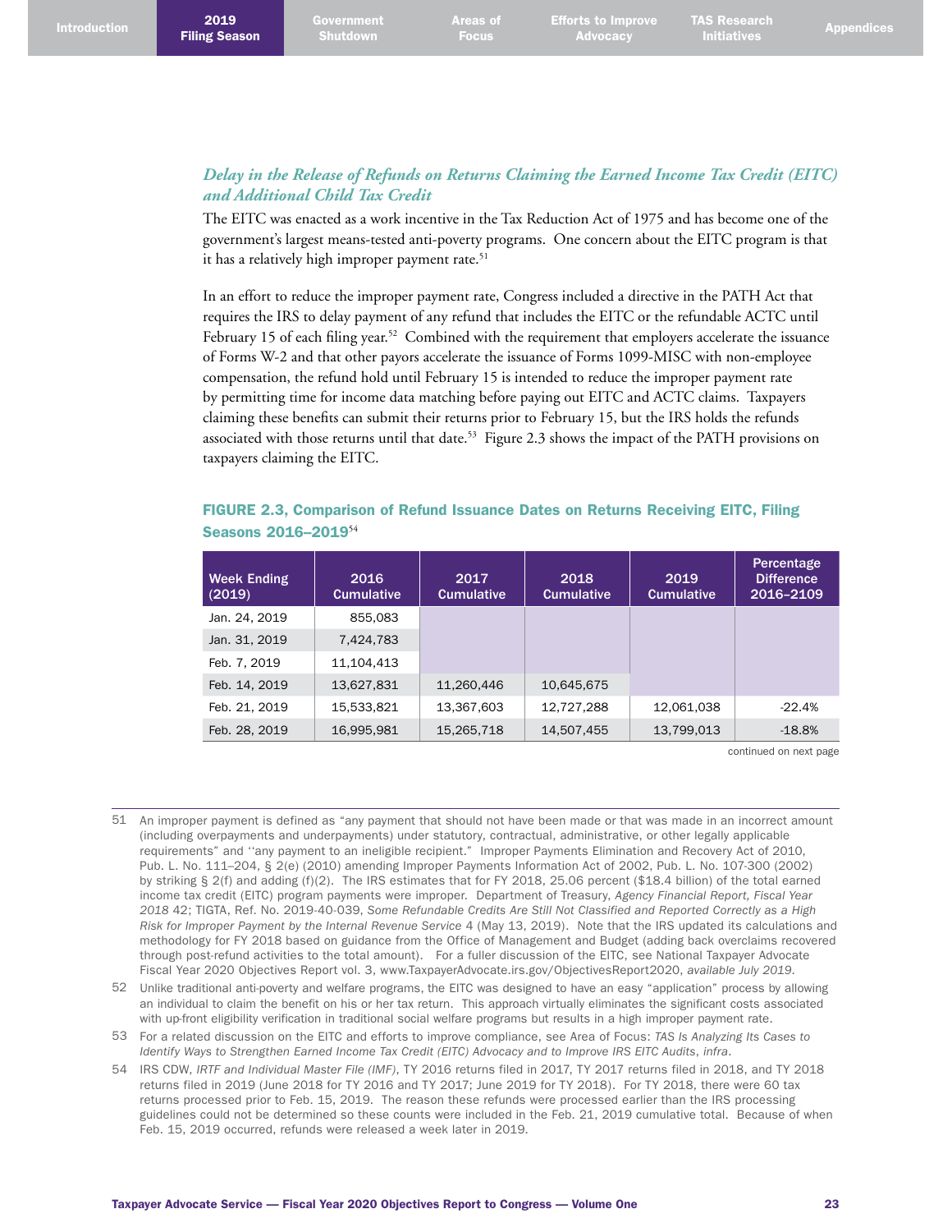### *Delay in the Release of Refunds on Returns Claiming the Earned Income Tax Credit (EITC) and Additional Child Tax Credit*

The EITC was enacted as a work incentive in the Tax Reduction Act of 1975 and has become one of the government's largest means-tested anti-poverty programs. One concern about the EITC program is that it has a relatively high improper payment rate.[51]

In an effort to reduce the improper payment rate, Congress included a directive in the PATH Act that requires the IRS to delay payment of any refund that includes the EITC or the refundable ACTC until February 15 of each filing year.[52] Combined with the requirement that employers accelerate the issuance of Forms W-2 and that other payors accelerate the issuance of Forms 1099-MISC with non-employee compensation, the refund hold until February 15 is intended to reduce the improper payment rate by permitting time for income data matching before paying out EITC and ACTC claims. Taxpayers claiming these benefits can submit their returns prior to February 15, but the IRS holds the refunds associated with those returns until that date.[53] Figure 2.3 shows the impact of the PATH provisions on taxpayers claiming the EITC.

**FIGURE 2.3, Comparison of Refund Issuance Dates on Returns Receiving EITC, Filing Seasons 2016–2019**[54]

| Week Ending (2019) | 2016 Cumulative | 2017 Cumulative | 2018 Cumulative | 2019 Cumulative | Percentage Difference 2016–2109 |
|---|---|---|---|---|---|
| Jan. 24, 2019 | 855,083 | | | | |
| Jan. 31, 2019 | 7,424,783 | | | | |
| Feb. 7, 2019 | 11,104,413 | | | | |
| Feb. 14, 2019 | 13,627,831 | 11,260,446 | 10,645,675 | | |
| Feb. 21, 2019 | 15,533,821 | 13,367,603 | 12,727,288 | 12,061,038 | -22.4% |
| Feb. 28, 2019 | 16,995,981 | 15,265,718 | 14,507,455 | 13,799,013 | -18.8% |

continued on next page

---

51 An improper payment is defined as "any payment that should not have been made or that was made in an incorrect amount (including overpayments and underpayments) under statutory, contractual, administrative, or other legally applicable requirements" and "any payment to an ineligible recipient." Improper Payments Elimination and Recovery Act of 2010, Pub. L. No. 111–204, § 2(e) (2010) amending Improper Payments Information Act of 2002, Pub. L. No. 107-300 (2002) by striking § 2(f) and adding (f)(2). The IRS estimates that for FY 2018, 25.06 percent ($18.4 billion) of the total earned income tax credit (EITC) program payments were improper. Department of Treasury, *Agency Financial Report, Fiscal Year 2018* 42; TIGTA, Ref. No. 2019-40-039, *Some Refundable Credits Are Still Not Classified and Reported Correctly as a High Risk for Improper Payment by the Internal Revenue Service* 4 (May 13, 2019). Note that the IRS updated its calculations and methodology for FY 2018 based on guidance from the Office of Management and Budget (adding back overclaims recovered through post-refund activities to the total amount). For a fuller discussion of the EITC, see National Taxpayer Advocate Fiscal Year 2020 Objectives Report vol. 3, www.TaxpayerAdvocate.irs.gov/ObjectivesReport2020, *available July 2019*.

52 Unlike traditional anti-poverty and welfare programs, the EITC was designed to have an easy "application" process by allowing an individual to claim the benefit on his or her tax return. This approach virtually eliminates the significant costs associated with up-front eligibility verification in traditional social welfare programs but results in a high improper payment rate.

53 For a related discussion on the EITC and efforts to improve compliance, see Area of Focus: *TAS Is Analyzing Its Cases to Identify Ways to Strengthen Earned Income Tax Credit (EITC) Advocacy and to Improve IRS EITC Audits*, *infra*.

54 IRS CDW, *IRTF and Individual Master File (IMF)*, TY 2016 returns filed in 2017, TY 2017 returns filed in 2018, and TY 2018 returns filed in 2019 (June 2018 for TY 2016 and TY 2017; June 2019 for TY 2018). For TY 2018, there were 60 tax returns processed prior to Feb. 15, 2019. The reason these refunds were processed earlier than the IRS processing guidelines could not be determined so these counts were included in the Feb. 21, 2019 cumulative total. Because of when Feb. 15, 2019 occurred, refunds were released a week later in 2019.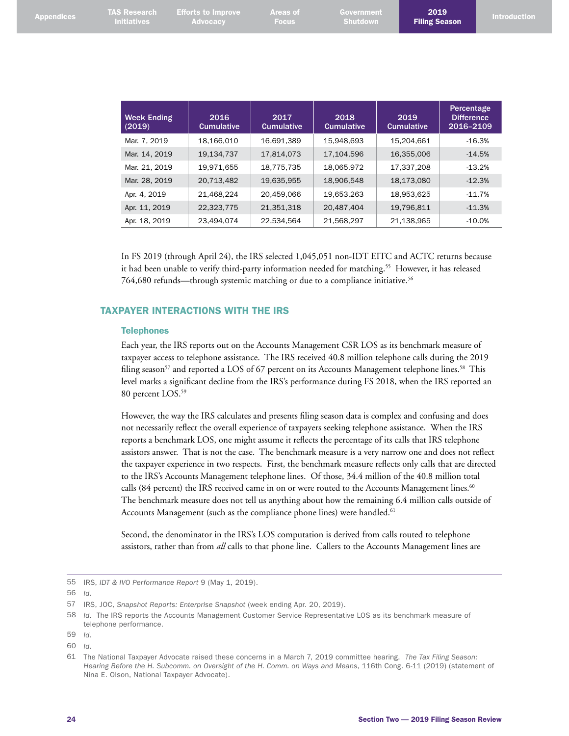| Week Ending (2019) | 2016 Cumulative | 2017 Cumulative | 2018 Cumulative | 2019 Cumulative | Percentage Difference 2016–2109 |
|---|---|---|---|---|---|
| Mar. 7, 2019 | 18,166,010 | 16,691,389 | 15,948,693 | 15,204,661 | -16.3% |
| Mar. 14, 2019 | 19,134,737 | 17,814,073 | 17,104,596 | 16,355,006 | -14.5% |
| Mar. 21, 2019 | 19,971,655 | 18,775,735 | 18,065,972 | 17,337,208 | -13.2% |
| Mar. 28, 2019 | 20,713,482 | 19,635,955 | 18,906,548 | 18,173,080 | -12.3% |
| Apr. 4, 2019 | 21,468,224 | 20,459,066 | 19,653,263 | 18,953,625 | -11.7% |
| Apr. 11, 2019 | 22,323,775 | 21,351,318 | 20,487,404 | 19,796,811 | -11.3% |
| Apr. 18, 2019 | 23,494,074 | 22,534,564 | 21,568,297 | 21,138,965 | -10.0% |

In FS 2019 (through April 24), the IRS selected 1,045,051 non-IDT EITC and ACTC returns because it had been unable to verify third-party information needed for matching.[55] However, it has released 764,680 refunds—through systemic matching or due to a compliance initiative.[56]

## TAXPAYER INTERACTIONS WITH THE IRS

### Telephones

Each year, the IRS reports out on the Accounts Management CSR LOS as its benchmark measure of taxpayer access to telephone assistance. The IRS received 40.8 million telephone calls during the 2019 filing season[57] and reported a LOS of 67 percent on its Accounts Management telephone lines.[58] This level marks a significant decline from the IRS's performance during FS 2018, when the IRS reported an 80 percent LOS.[59]

However, the way the IRS calculates and presents filing season data is complex and confusing and does not necessarily reflect the overall experience of taxpayers seeking telephone assistance. When the IRS reports a benchmark LOS, one might assume it reflects the percentage of its calls that IRS telephone assistors answer. That is not the case. The benchmark measure is a very narrow one and does not reflect the taxpayer experience in two respects. First, the benchmark measure reflects only calls that are directed to the IRS's Accounts Management telephone lines. Of those, 34.4 million of the 40.8 million total calls (84 percent) the IRS received came in on or were routed to the Accounts Management lines.[60] The benchmark measure does not tell us anything about how the remaining 6.4 million calls outside of Accounts Management (such as the compliance phone lines) were handled.[61]

Second, the denominator in the IRS's LOS computation is derived from calls routed to telephone assistors, rather than from *all* calls to that phone line. Callers to the Accounts Management lines are

---

55 IRS, *IDT & IVO Performance Report* 9 (May 1, 2019).

56 *Id.*

57 IRS, JOC, *Snapshot Reports: Enterprise Snapshot* (week ending Apr. 20, 2019).

58 *Id.* The IRS reports the Accounts Management Customer Service Representative LOS as its benchmark measure of telephone performance.

59 *Id.*

60 *Id.*

61 The National Taxpayer Advocate raised these concerns in a March 7, 2019 committee hearing. *The Tax Filing Season: Hearing Before the H. Subcomm. on Oversight of the H. Comm. on Ways and Means*, 116th Cong. 6-11 (2019) (statement of Nina E. Olson, National Taxpayer Advocate).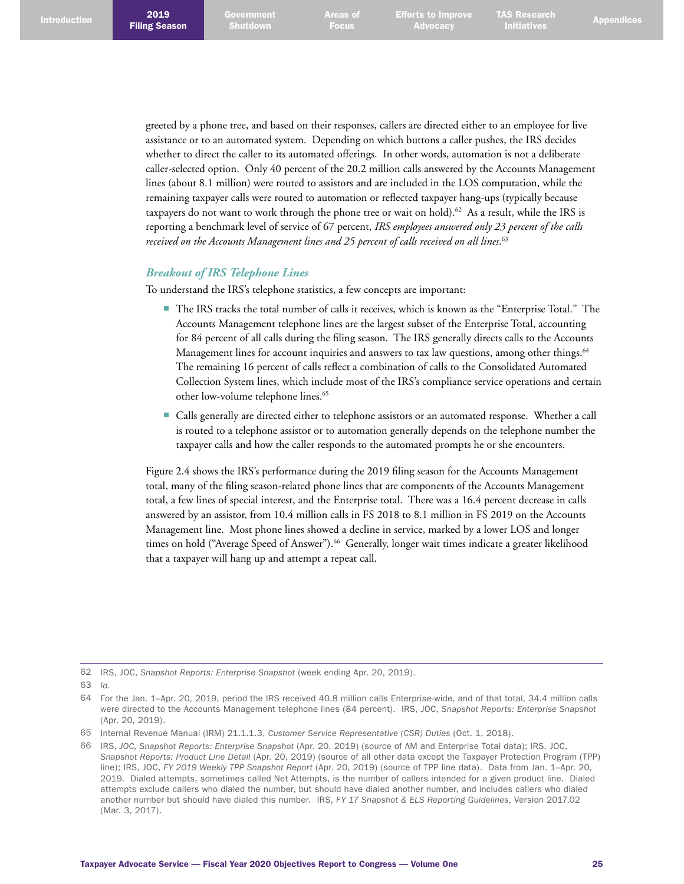greeted by a phone tree, and based on their responses, callers are directed either to an employee for live assistance or to an automated system. Depending on which buttons a caller pushes, the IRS decides whether to direct the caller to its automated offerings. In other words, automation is not a deliberate caller-selected option. Only 40 percent of the 20.2 million calls answered by the Accounts Management lines (about 8.1 million) were routed to assistors and are included in the LOS computation, while the remaining taxpayer calls were routed to automation or reflected taxpayer hang-ups (typically because taxpayers do not want to work through the phone tree or wait on hold).[62] As a result, while the IRS is reporting a benchmark level of service of 67 percent, *IRS employees answered only 23 percent of the calls received on the Accounts Management lines and 25 percent of calls received on all lines*.[63]

### *Breakout of IRS Telephone Lines*

To understand the IRS's telephone statistics, a few concepts are important:

- The IRS tracks the total number of calls it receives, which is known as the "Enterprise Total." The Accounts Management telephone lines are the largest subset of the Enterprise Total, accounting for 84 percent of all calls during the filing season. The IRS generally directs calls to the Accounts Management lines for account inquiries and answers to tax law questions, among other things.[64] The remaining 16 percent of calls reflect a combination of calls to the Consolidated Automated Collection System lines, which include most of the IRS's compliance service operations and certain other low-volume telephone lines.[65]
- Calls generally are directed either to telephone assistors or an automated response. Whether a call is routed to a telephone assistor or to automation generally depends on the telephone number the taxpayer calls and how the caller responds to the automated prompts he or she encounters.

Figure 2.4 shows the IRS's performance during the 2019 filing season for the Accounts Management total, many of the filing season-related phone lines that are components of the Accounts Management total, a few lines of special interest, and the Enterprise total. There was a 16.4 percent decrease in calls answered by an assistor, from 10.4 million calls in FS 2018 to 8.1 million in FS 2019 on the Accounts Management line. Most phone lines showed a decline in service, marked by a lower LOS and longer times on hold ("Average Speed of Answer").[66] Generally, longer wait times indicate a greater likelihood that a taxpayer will hang up and attempt a repeat call.

---

62 IRS, JOC, *Snapshot Reports: Enterprise Snapshot* (week ending Apr. 20, 2019).

63 *Id*.

64 For the Jan. 1–Apr. 20, 2019, period the IRS received 40.8 million calls Enterprise-wide, and of that total, 34.4 million calls were directed to the Accounts Management telephone lines (84 percent). IRS, JOC, *Snapshot Reports: Enterprise Snapshot* (Apr. 20, 2019).

65 Internal Revenue Manual (IRM) 21.1.1.3, *Customer Service Representative (CSR) Duties* (Oct. 1, 2018).

66 IRS, *JOC, Snapshot Reports: Enterprise Snapshot* (Apr. 20, 2019) (source of AM and Enterprise Total data); IRS, JOC, *Snapshot Reports: Product Line Detail* (Apr. 20, 2019) (source of all other data except the Taxpayer Protection Program (TPP) line); IRS, JOC, *FY 2019 Weekly TPP Snapshot Report* (Apr. 20, 2019) (source of TPP line data). Data from Jan. 1–Apr. 20, 2019. Dialed attempts, sometimes called Net Attempts, is the number of callers intended for a given product line. Dialed attempts exclude callers who dialed the number, but should have dialed another number, and includes callers who dialed another number but should have dialed this number. IRS, *FY 17 Snapshot & ELS Reporting Guidelines*, Version 2017.02 (Mar. 3, 2017).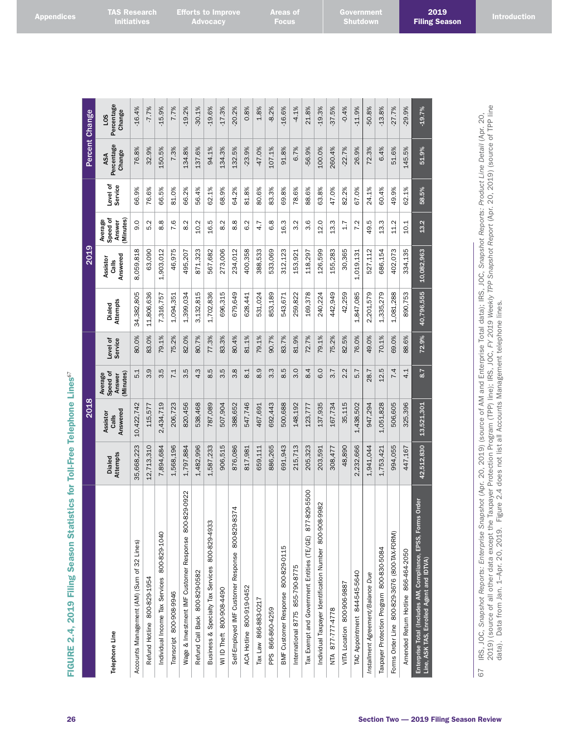## FIGURE 2.4, 2019 Filing Season Statistics for Toll-Free Telephone Lines[67]

| Telephone Line | 2018 | | | | 2019 | | | | Percent Change | |
|---|---|---|---|---|---|---|---|---|---|---|
| | Dialed Attempts | Assistor Calls Answered | Average Speed of Answer (Minutes) | Level of Service | Dialed Attempts | Assistor Calls Answered | Average Speed of Answer (Minutes) | Level of Service | ASA Percentage Change | LOS Percentage Change |
| Accounts Management (AM) (Sum of 32 Lines) | 35,668,223 | 10,422,742 | 5.1 | 80.0% | 34,382,805 | 8,059,818 | 9.0 | 66.9% | 76.8% | -16.4% |
| Refund Hotline 800-829-1954 | 12,713,310 | 115,577 | 3.9 | 83.0% | 11,806,636 | 63,090 | 5.2 | 76.6% | 32.9% | -7.7% |
| Individual Income Tax Services 800-829-1040 | 7,894,684 | 2,434,719 | 3.5 | 79.1% | 7,316,757 | 1,903,012 | 8.8 | 66.5% | 150.5% | -15.9% |
| Transcript 800-908-9946 | 1,568,196 | 206,723 | 7.1 | 75.2% | 1,094,351 | 46,975 | 7.6 | 81.0% | 7.3% | 7.7% |
| Wage & Investment IMF Customer Response 800-829-0922 | 1,797,884 | 820,456 | 3.5 | 82.0% | 1,399,034 | 495,207 | 8.2 | 66.2% | 134.8% | -19.2% |
| Refund Call Back 800-829-0582 | 1,482,996 | 538,468 | 4.3 | 80.7% | 3,132,815 | 871,323 | 10.2 | 56.4% | 137.6% | -30.1% |
| Business & Specialty Tax Services 800-829-4933 | 1,587,233 | 787,089 | 8.5 | 77.3% | 1,702,836 | 567,682 | 16.5 | 62.1% | 94.1% | -19.6% |
| WI ID Theft 800-908-4490 | 906,515 | 507,904 | 3.5 | 83.3% | 696,315 | 273,006 | 8.2 | 68.9% | 134.3% | -17.3% |
| Self-Employed IMF Customer Response 800-829-8374 | 876,086 | 388,652 | 3.8 | 80.4% | 679,649 | 234,012 | 8.8 | 64.2% | 132.5% | -20.2% |
| ACA Hotline 800-919-0452 | 817,981 | 547,746 | 8.1 | 81.1% | 628,441 | 400,358 | 6.2 | 81.8% | -23.9% | 0.8% |
| Tax Law 866-883-0217 | 659,111 | 467,691 | 8.9 | 79.1% | 531,024 | 388,533 | 4.7 | 80.6% | -47.0% | 1.8% |
| PPS 866-860-4259 | 886,265 | 692,443 | 3.3 | 90.7% | 853,189 | 533,069 | 6.8 | 83.3% | 107.1% | -8.2% |
| BMF Customer Response 800-829-0115 | 691,943 | 500,688 | 8.5 | 83.7% | 543,671 | 312,123 | 16.3 | 69.8% | 91.8% | -16.6% |
| International 8775 855-790-8775 | 215,713 | 148,192 | 3.0 | 81.9% | 259,822 | 153,921 | 3.2 | 78.6% | 6.7% | -4.1% |
| Tax Exempt and Government Entities (TE/GE) 877-829-5500 | 205,323 | 123,777 | 8.4 | 72.7% | 169,378 | 118,297 | 3.6 | 88.6% | -56.9% | 21.8% |
| Individual Taxpayer Identification Number 800-908-9982 | 203,591 | 137,935 | 6.0 | 79.1% | 240,224 | 126,599 | 12.0 | 63.8% | 100.0% | -19.3% |
| NTA 877-777-4778 | 308,477 | 167,734 | 3.7 | 75.2% | 442,949 | 155,283 | 13.3 | 47.0% | 260.4% | -37.5% |
| VITA Location 800-906-9887 | 48,890 | 35,115 | 2.2 | 82.5% | 42,259 | 30,365 | 1.7 | 82.2% | -22.7% | -0.4% |
| TAC Appointment 844-545-5640 | 2,232,666 | 1,438,502 | 5.7 | 76.0% | 1,847,085 | 1,019,131 | 7.2 | 67.0% | 26.9% | -11.9% |
| *Installment Agreement/Balance Due* | 1,941,044 | 947,294 | 28.7 | 49.0% | 2,201,579 | 527,112 | 49.5 | 24.1% | 72.3% | -50.8% |
| Taxpayer Protection Program 800-830-5084 | 1,753,421 | 1,051,828 | 12.5 | 70.1% | 1,335,279 | 686,154 | 13.3 | 60.4% | 6.4% | -13.8% |
| Forms Order Line 800-829-3676 (800-TAX-FORM) | 994,055 | 506,605 | 7.4 | 69.0% | 1,081,288 | 402,073 | 11.2 | 49.9% | 51.6% | -27.7% |
| Amended Return Hotline 866-464-2050 | 447,167 | 325,396 | 4.1 | 88.6% | 890,753 | 334,135 | 10.1 | 62.1% | 145.5% | -29.9% |
| Enterprise Total (Includes AM, Compliance, EPSS, Forms Order Line, ASK TAS, Enrolled Agent and IDTVA) | 42,512,830 | 13,521,301 | 8.7 | 72.9% | 40,796,555 | 10,082,963 | 13.2 | 58.5% | 51.9% | -19.7% |

67 IRS, JOC, *Snapshot Reports: Enterprise Snapshot* (Apr. 20, 2019) (source of AM and Enterprise Total data); IRS, JOC, *Snapshot Reports: Product Line Detail* (Apr. 20, 2019) (source of all other data except the Taxpayer Protection Program (TPP) line); IRS, JOC, *FY 2019 Weekly TPP Snapshot Report* (Apr. 20, 2019) (source of TPP line data). Data from Jan. 1–Apr. 20, 2019. Figure 2.4 does not list all Accounts Management telephone lines.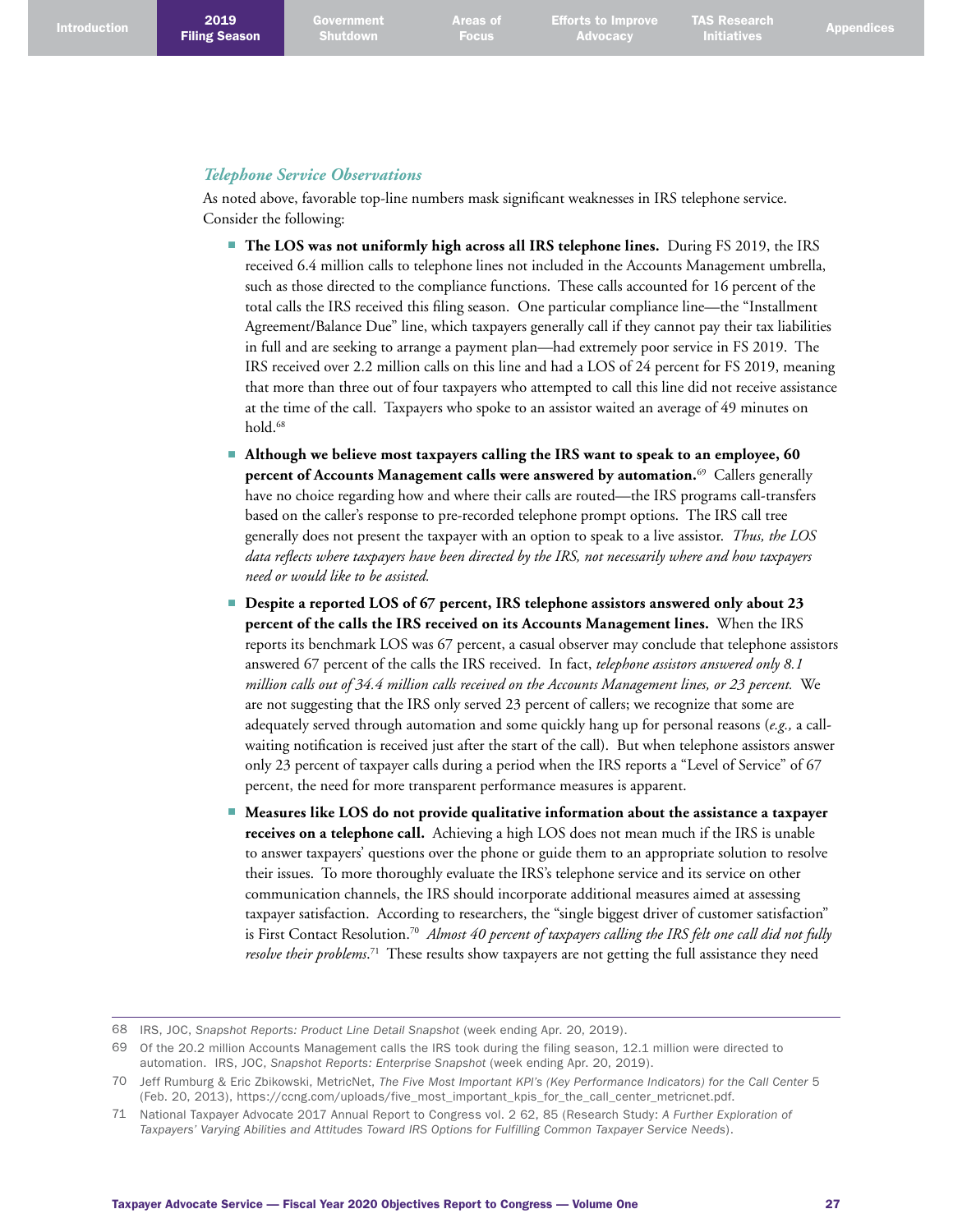### *Telephone Service Observations*

As noted above, favorable top-line numbers mask significant weaknesses in IRS telephone service. Consider the following:

- **The LOS was not uniformly high across all IRS telephone lines.** During FS 2019, the IRS received 6.4 million calls to telephone lines not included in the Accounts Management umbrella, such as those directed to the compliance functions. These calls accounted for 16 percent of the total calls the IRS received this filing season. One particular compliance line—the "Installment Agreement/Balance Due" line, which taxpayers generally call if they cannot pay their tax liabilities in full and are seeking to arrange a payment plan—had extremely poor service in FS 2019. The IRS received over 2.2 million calls on this line and had a LOS of 24 percent for FS 2019, meaning that more than three out of four taxpayers who attempted to call this line did not receive assistance at the time of the call. Taxpayers who spoke to an assistor waited an average of 49 minutes on hold.[68]
- **Although we believe most taxpayers calling the IRS want to speak to an employee, 60 percent of Accounts Management calls were answered by automation.**[69] Callers generally have no choice regarding how and where their calls are routed—the IRS programs call-transfers based on the caller's response to pre-recorded telephone prompt options. The IRS call tree generally does not present the taxpayer with an option to speak to a live assistor. *Thus, the LOS data reflects where taxpayers have been directed by the IRS, not necessarily where and how taxpayers need or would like to be assisted.*
- **Despite a reported LOS of 67 percent, IRS telephone assistors answered only about 23 percent of the calls the IRS received on its Accounts Management lines.** When the IRS reports its benchmark LOS was 67 percent, a casual observer may conclude that telephone assistors answered 67 percent of the calls the IRS received. In fact, *telephone assistors answered only 8.1 million calls out of 34.4 million calls received on the Accounts Management lines, or 23 percent.* We are not suggesting that the IRS only served 23 percent of callers; we recognize that some are adequately served through automation and some quickly hang up for personal reasons (*e.g.,* a call-waiting notification is received just after the start of the call). But when telephone assistors answer only 23 percent of taxpayer calls during a period when the IRS reports a "Level of Service" of 67 percent, the need for more transparent performance measures is apparent.
- **Measures like LOS do not provide qualitative information about the assistance a taxpayer receives on a telephone call.** Achieving a high LOS does not mean much if the IRS is unable to answer taxpayers' questions over the phone or guide them to an appropriate solution to resolve their issues. To more thoroughly evaluate the IRS's telephone service and its service on other communication channels, the IRS should incorporate additional measures aimed at assessing taxpayer satisfaction. According to researchers, the "single biggest driver of customer satisfaction" is First Contact Resolution.[70] *Almost 40 percent of taxpayers calling the IRS felt one call did not fully resolve their problems.*[71] These results show taxpayers are not getting the full assistance they need

---

68 IRS, JOC, *Snapshot Reports: Product Line Detail Snapshot* (week ending Apr. 20, 2019).

69 Of the 20.2 million Accounts Management calls the IRS took during the filing season, 12.1 million were directed to automation. IRS, JOC, *Snapshot Reports: Enterprise Snapshot* (week ending Apr. 20, 2019).

70 Jeff Rumburg & Eric Zbikowski, MetricNet, *The Five Most Important KPI's (Key Performance Indicators) for the Call Center* 5 (Feb. 20, 2013), https://ccng.com/uploads/five_most_important_kpis_for_the_call_center_metricnet.pdf.

71 National Taxpayer Advocate 2017 Annual Report to Congress vol. 2 62, 85 (Research Study: *A Further Exploration of Taxpayers' Varying Abilities and Attitudes Toward IRS Options for Fulfilling Common Taxpayer Service Needs*).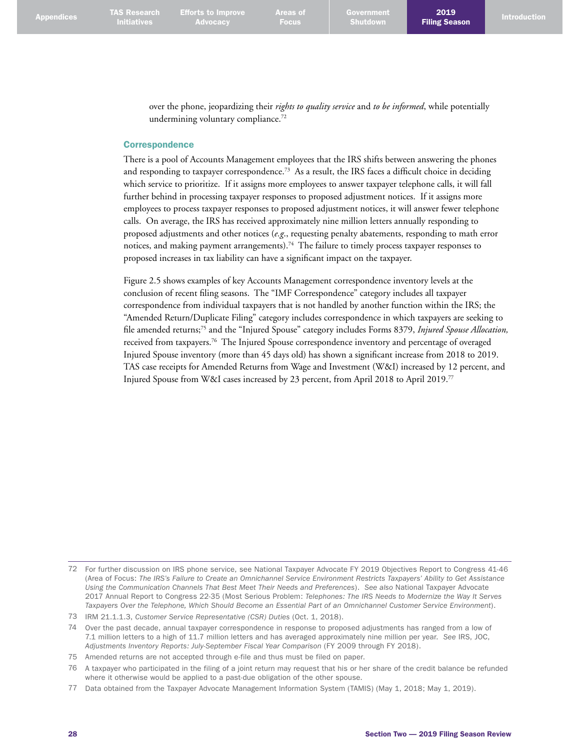over the phone, jeopardizing their *rights to quality service* and *to be informed*, while potentially undermining voluntary compliance.[72]

### Correspondence

There is a pool of Accounts Management employees that the IRS shifts between answering the phones and responding to taxpayer correspondence.[73] As a result, the IRS faces a difficult choice in deciding which service to prioritize. If it assigns more employees to answer taxpayer telephone calls, it will fall further behind in processing taxpayer responses to proposed adjustment notices. If it assigns more employees to process taxpayer responses to proposed adjustment notices, it will answer fewer telephone calls. On average, the IRS has received approximately nine million letters annually responding to proposed adjustments and other notices (*e.g.*, requesting penalty abatements, responding to math error notices, and making payment arrangements).[74] The failure to timely process taxpayer responses to proposed increases in tax liability can have a significant impact on the taxpayer.

Figure 2.5 shows examples of key Accounts Management correspondence inventory levels at the conclusion of recent filing seasons. The "IMF Correspondence" category includes all taxpayer correspondence from individual taxpayers that is not handled by another function within the IRS; the "Amended Return/Duplicate Filing" category includes correspondence in which taxpayers are seeking to file amended returns;[75] and the "Injured Spouse" category includes Forms 8379, *Injured Spouse Allocation,* received from taxpayers.[76] The Injured Spouse correspondence inventory and percentage of overaged Injured Spouse inventory (more than 45 days old) has shown a significant increase from 2018 to 2019. TAS case receipts for Amended Returns from Wage and Investment (W&I) increased by 12 percent, and Injured Spouse from W&I cases increased by 23 percent, from April 2018 to April 2019.[77]

---

72 For further discussion on IRS phone service, see National Taxpayer Advocate FY 2019 Objectives Report to Congress 41-46 (Area of Focus: *The IRS's Failure to Create an Omnichannel Service Environment Restricts Taxpayers' Ability to Get Assistance Using the Communication Channels That Best Meet Their Needs and Preferences*). *See also* National Taxpayer Advocate 2017 Annual Report to Congress 22-35 (Most Serious Problem: *Telephones: The IRS Needs to Modernize the Way It Serves Taxpayers Over the Telephone, Which Should Become an Essential Part of an Omnichannel Customer Service Environment*).

73 IRM 21.1.1.3, *Customer Service Representative (CSR) Duties* (Oct. 1, 2018).

74 Over the past decade, annual taxpayer correspondence in response to proposed adjustments has ranged from a low of 7.1 million letters to a high of 11.7 million letters and has averaged approximately nine million per year. *See* IRS, JOC, *Adjustments Inventory Reports: July-September Fiscal Year Comparison* (FY 2009 through FY 2018).

75 Amended returns are not accepted through e-file and thus must be filed on paper.

76 A taxpayer who participated in the filing of a joint return may request that his or her share of the credit balance be refunded where it otherwise would be applied to a past-due obligation of the other spouse.

77 Data obtained from the Taxpayer Advocate Management Information System (TAMIS) (May 1, 2018; May 1, 2019).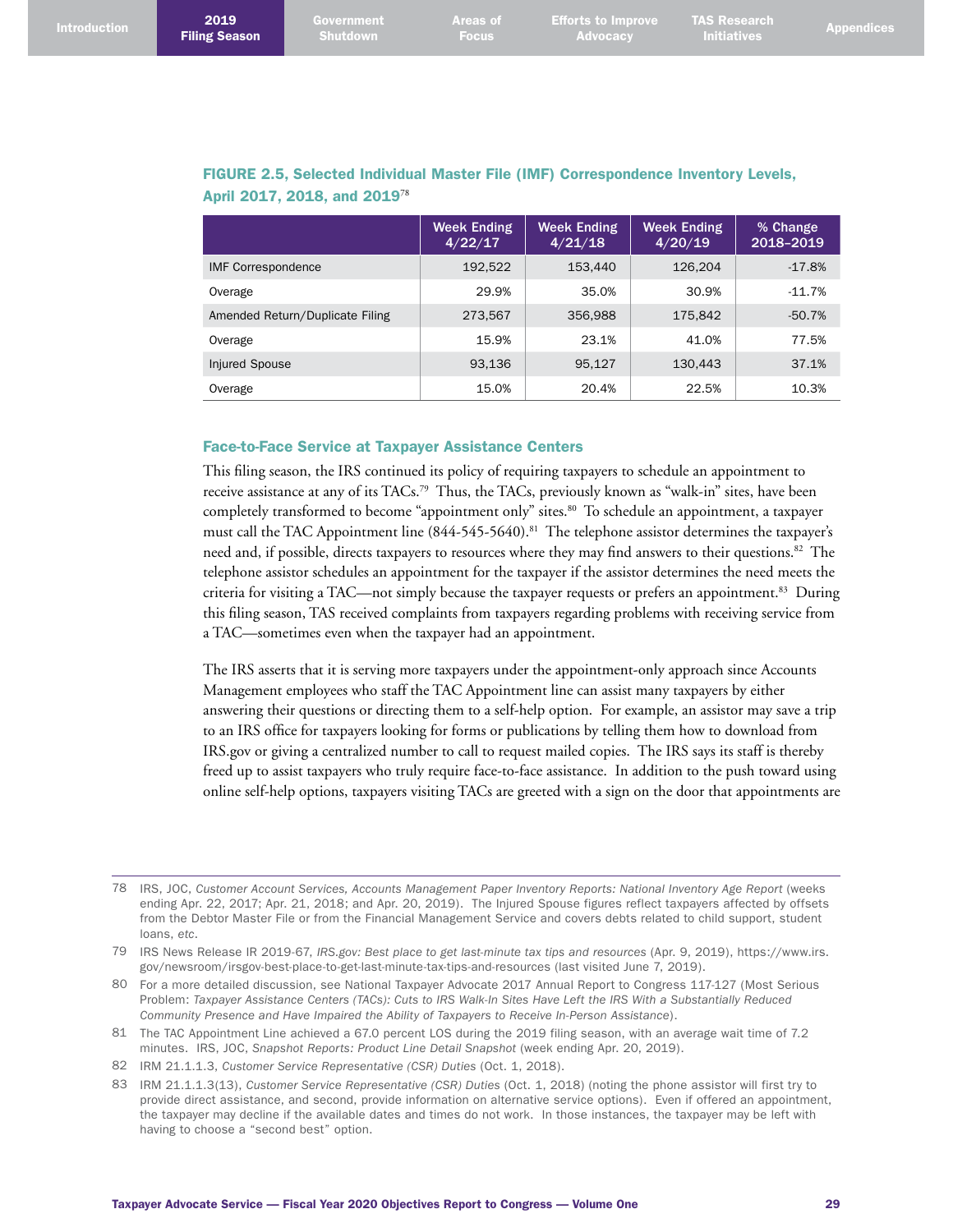**FIGURE 2.5, Selected Individual Master File (IMF) Correspondence Inventory Levels, April 2017, 2018, and 2019**[78]

| | Week Ending 4/22/17 | Week Ending 4/21/18 | Week Ending 4/20/19 | % Change 2018–2019 |
|---|---|---|---|---|
| IMF Correspondence | 192,522 | 153,440 | 126,204 | -17.8% |
| Overage | 29.9% | 35.0% | 30.9% | -11.7% |
| Amended Return/Duplicate Filing | 273,567 | 356,988 | 175,842 | -50.7% |
| Overage | 15.9% | 23.1% | 41.0% | 77.5% |
| Injured Spouse | 93,136 | 95,127 | 130,443 | 37.1% |
| Overage | 15.0% | 20.4% | 22.5% | 10.3% |

### Face-to-Face Service at Taxpayer Assistance Centers

This filing season, the IRS continued its policy of requiring taxpayers to schedule an appointment to receive assistance at any of its TACs.[79] Thus, the TACs, previously known as "walk-in" sites, have been completely transformed to become "appointment only" sites.[80] To schedule an appointment, a taxpayer must call the TAC Appointment line (844-545-5640).[81] The telephone assistor determines the taxpayer's need and, if possible, directs taxpayers to resources where they may find answers to their questions.[82] The telephone assistor schedules an appointment for the taxpayer if the assistor determines the need meets the criteria for visiting a TAC—not simply because the taxpayer requests or prefers an appointment.[83] During this filing season, TAS received complaints from taxpayers regarding problems with receiving service from a TAC—sometimes even when the taxpayer had an appointment.

The IRS asserts that it is serving more taxpayers under the appointment-only approach since Accounts Management employees who staff the TAC Appointment line can assist many taxpayers by either answering their questions or directing them to a self-help option. For example, an assistor may save a trip to an IRS office for taxpayers looking for forms or publications by telling them how to download from IRS.gov or giving a centralized number to call to request mailed copies. The IRS says its staff is thereby freed up to assist taxpayers who truly require face-to-face assistance. In addition to the push toward using online self-help options, taxpayers visiting TACs are greeted with a sign on the door that appointments are

---

78 IRS, JOC, *Customer Account Services, Accounts Management Paper Inventory Reports: National Inventory Age Report* (weeks ending Apr. 22, 2017; Apr. 21, 2018; and Apr. 20, 2019). The Injured Spouse figures reflect taxpayers affected by offsets from the Debtor Master File or from the Financial Management Service and covers debts related to child support, student loans, *etc*.

79 IRS News Release IR 2019-67, *IRS.gov: Best place to get last-minute tax tips and resources* (Apr. 9, 2019), https://www.irs.gov/newsroom/irsgov-best-place-to-get-last-minute-tax-tips-and-resources (last visited June 7, 2019).

80 For a more detailed discussion, see National Taxpayer Advocate 2017 Annual Report to Congress 117-127 (Most Serious Problem: *Taxpayer Assistance Centers (TACs): Cuts to IRS Walk-In Sites Have Left the IRS With a Substantially Reduced Community Presence and Have Impaired the Ability of Taxpayers to Receive In-Person Assistance*).

81 The TAC Appointment Line achieved a 67.0 percent LOS during the 2019 filing season, with an average wait time of 7.2 minutes. IRS, JOC, *Snapshot Reports: Product Line Detail Snapshot* (week ending Apr. 20, 2019).

82 IRM 21.1.1.3, *Customer Service Representative (CSR) Duties* (Oct. 1, 2018).

83 IRM 21.1.1.3(13), *Customer Service Representative (CSR) Duties* (Oct. 1, 2018) (noting the phone assistor will first try to provide direct assistance, and second, provide information on alternative service options). Even if offered an appointment, the taxpayer may decline if the available dates and times do not work. In those instances, the taxpayer may be left with having to choose a "second best" option.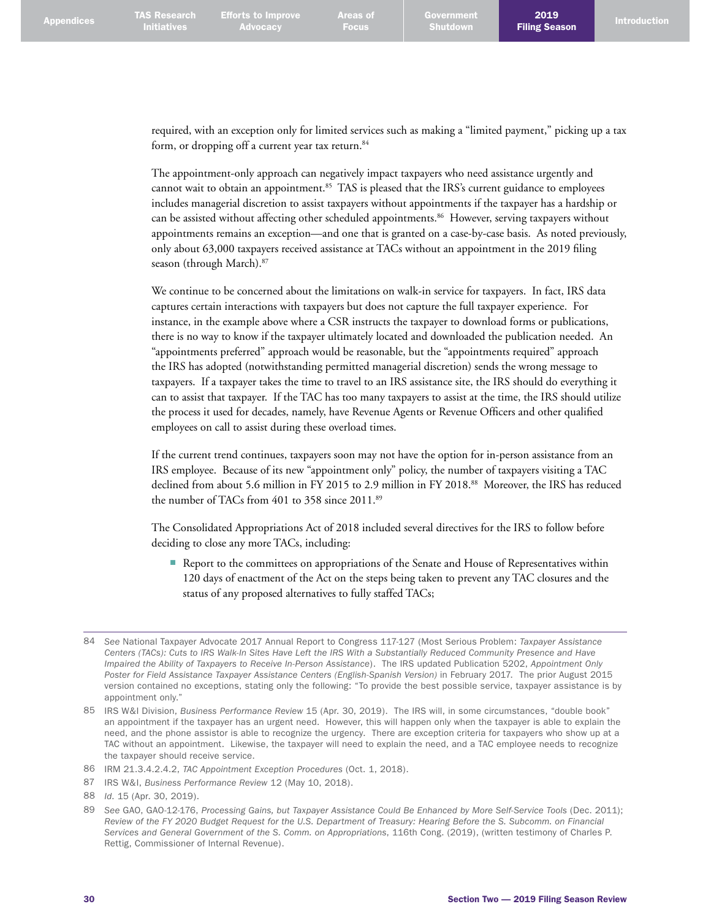required, with an exception only for limited services such as making a "limited payment," picking up a tax form, or dropping off a current year tax return.[84]

The appointment-only approach can negatively impact taxpayers who need assistance urgently and cannot wait to obtain an appointment.[85] TAS is pleased that the IRS's current guidance to employees includes managerial discretion to assist taxpayers without appointments if the taxpayer has a hardship or can be assisted without affecting other scheduled appointments.[86] However, serving taxpayers without appointments remains an exception—and one that is granted on a case-by-case basis. As noted previously, only about 63,000 taxpayers received assistance at TACs without an appointment in the 2019 filing season (through March).[87]

We continue to be concerned about the limitations on walk-in service for taxpayers. In fact, IRS data captures certain interactions with taxpayers but does not capture the full taxpayer experience. For instance, in the example above where a CSR instructs the taxpayer to download forms or publications, there is no way to know if the taxpayer ultimately located and downloaded the publication needed. An "appointments preferred" approach would be reasonable, but the "appointments required" approach the IRS has adopted (notwithstanding permitted managerial discretion) sends the wrong message to taxpayers. If a taxpayer takes the time to travel to an IRS assistance site, the IRS should do everything it can to assist that taxpayer. If the TAC has too many taxpayers to assist at the time, the IRS should utilize the process it used for decades, namely, have Revenue Agents or Revenue Officers and other qualified employees on call to assist during these overload times.

If the current trend continues, taxpayers soon may not have the option for in-person assistance from an IRS employee. Because of its new "appointment only" policy, the number of taxpayers visiting a TAC declined from about 5.6 million in FY 2015 to 2.9 million in FY 2018.[88] Moreover, the IRS has reduced the number of TACs from 401 to 358 since 2011.[89]

The Consolidated Appropriations Act of 2018 included several directives for the IRS to follow before deciding to close any more TACs, including:

- Report to the committees on appropriations of the Senate and House of Representatives within 120 days of enactment of the Act on the steps being taken to prevent any TAC closures and the status of any proposed alternatives to fully staffed TACs;

---

84 *See* National Taxpayer Advocate 2017 Annual Report to Congress 117-127 (Most Serious Problem: *Taxpayer Assistance Centers (TACs): Cuts to IRS Walk-In Sites Have Left the IRS With a Substantially Reduced Community Presence and Have Impaired the Ability of Taxpayers to Receive In-Person Assistance*). The IRS updated Publication 5202, *Appointment Only Poster for Field Assistance Taxpayer Assistance Centers (English-Spanish Version)* in February 2017. The prior August 2015 version contained no exceptions, stating only the following: "To provide the best possible service, taxpayer assistance is by appointment only."

85 IRS W&I Division, *Business Performance Review* 15 (Apr. 30, 2019). The IRS will, in some circumstances, "double book" an appointment if the taxpayer has an urgent need. However, this will happen only when the taxpayer is able to explain the need, and the phone assistor is able to recognize the urgency. There are exception criteria for taxpayers who show up at a TAC without an appointment. Likewise, the taxpayer will need to explain the need, and a TAC employee needs to recognize the taxpayer should receive service.

86 IRM 21.3.4.2.4.2, *TAC Appointment Exception Procedures* (Oct. 1, 2018).

87 IRS W&I, *Business Performance Review* 12 (May 10, 2018).

88 *Id.* 15 (Apr. 30, 2019).

89 *See* GAO, GAO-12-176, *Processing Gains, but Taxpayer Assistance Could Be Enhanced by More Self-Service Tools* (Dec. 2011); *Review of the FY 2020 Budget Request for the U.S. Department of Treasury: Hearing Before the S. Subcomm. on Financial Services and General Government of the S. Comm. on Appropriations*, 116th Cong. (2019), (written testimony of Charles P. Rettig, Commissioner of Internal Revenue).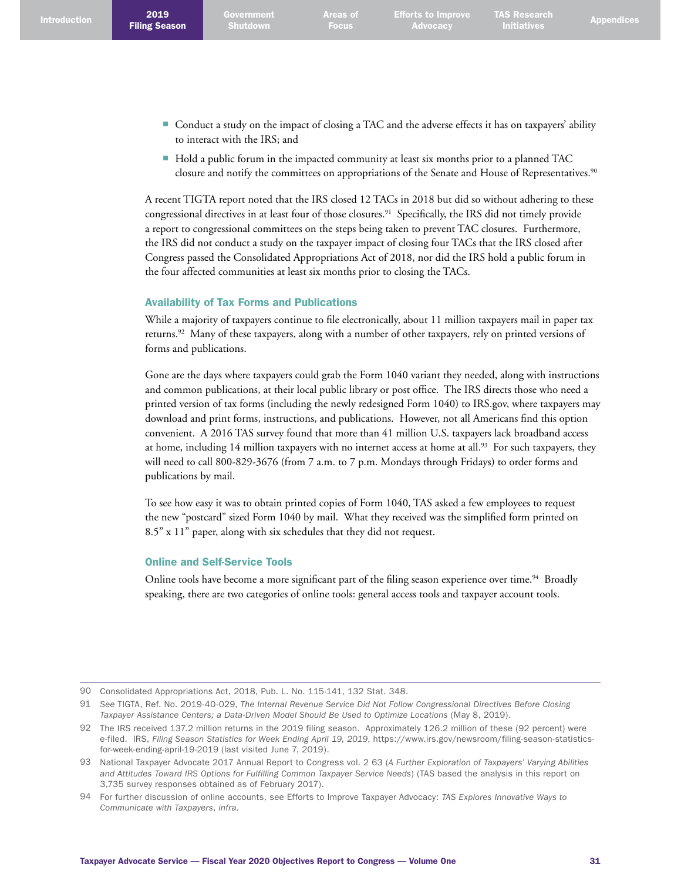- Conduct a study on the impact of closing a TAC and the adverse effects it has on taxpayers' ability to interact with the IRS; and
- Hold a public forum in the impacted community at least six months prior to a planned TAC closure and notify the committees on appropriations of the Senate and House of Representatives.[90]

A recent TIGTA report noted that the IRS closed 12 TACs in 2018 but did so without adhering to these congressional directives in at least four of those closures.[91] Specifically, the IRS did not timely provide a report to congressional committees on the steps being taken to prevent TAC closures. Furthermore, the IRS did not conduct a study on the taxpayer impact of closing four TACs that the IRS closed after Congress passed the Consolidated Appropriations Act of 2018, nor did the IRS hold a public forum in the four affected communities at least six months prior to closing the TACs.

### Availability of Tax Forms and Publications

While a majority of taxpayers continue to file electronically, about 11 million taxpayers mail in paper tax returns.[92] Many of these taxpayers, along with a number of other taxpayers, rely on printed versions of forms and publications.

Gone are the days where taxpayers could grab the Form 1040 variant they needed, along with instructions and common publications, at their local public library or post office. The IRS directs those who need a printed version of tax forms (including the newly redesigned Form 1040) to IRS.gov, where taxpayers may download and print forms, instructions, and publications. However, not all Americans find this option convenient. A 2016 TAS survey found that more than 41 million U.S. taxpayers lack broadband access at home, including 14 million taxpayers with no internet access at home at all.[93] For such taxpayers, they will need to call 800-829-3676 (from 7 a.m. to 7 p.m. Mondays through Fridays) to order forms and publications by mail.

To see how easy it was to obtain printed copies of Form 1040, TAS asked a few employees to request the new "postcard" sized Form 1040 by mail. What they received was the simplified form printed on 8.5" x 11" paper, along with six schedules that they did not request.

### Online and Self-Service Tools

Online tools have become a more significant part of the filing season experience over time.[94] Broadly speaking, there are two categories of online tools: general access tools and taxpayer account tools.

---

90 Consolidated Appropriations Act, 2018, Pub. L. No. 115-141, 132 Stat. 348.

91 *See* TIGTA, Ref. No. 2019-40-029, *The Internal Revenue Service Did Not Follow Congressional Directives Before Closing Taxpayer Assistance Centers; a Data-Driven Model Should Be Used to Optimize Locations* (May 8, 2019).

92 The IRS received 137.2 million returns in the 2019 filing season. Approximately 126.2 million of these (92 percent) were e-filed. IRS, *Filing Season Statistics for Week Ending April 19, 2019*, https://www.irs.gov/newsroom/filing-season-statistics-for-week-ending-april-19-2019 (last visited June 7, 2019).

93 National Taxpayer Advocate 2017 Annual Report to Congress vol. 2 63 (*A Further Exploration of Taxpayers' Varying Abilities and Attitudes Toward IRS Options for Fulfilling Common Taxpayer Service Needs*) (TAS based the analysis in this report on 3,735 survey responses obtained as of February 2017).

94 For further discussion of online accounts, see Efforts to Improve Taxpayer Advocacy: *TAS Explores Innovative Ways to Communicate with Taxpayers*, *infra*.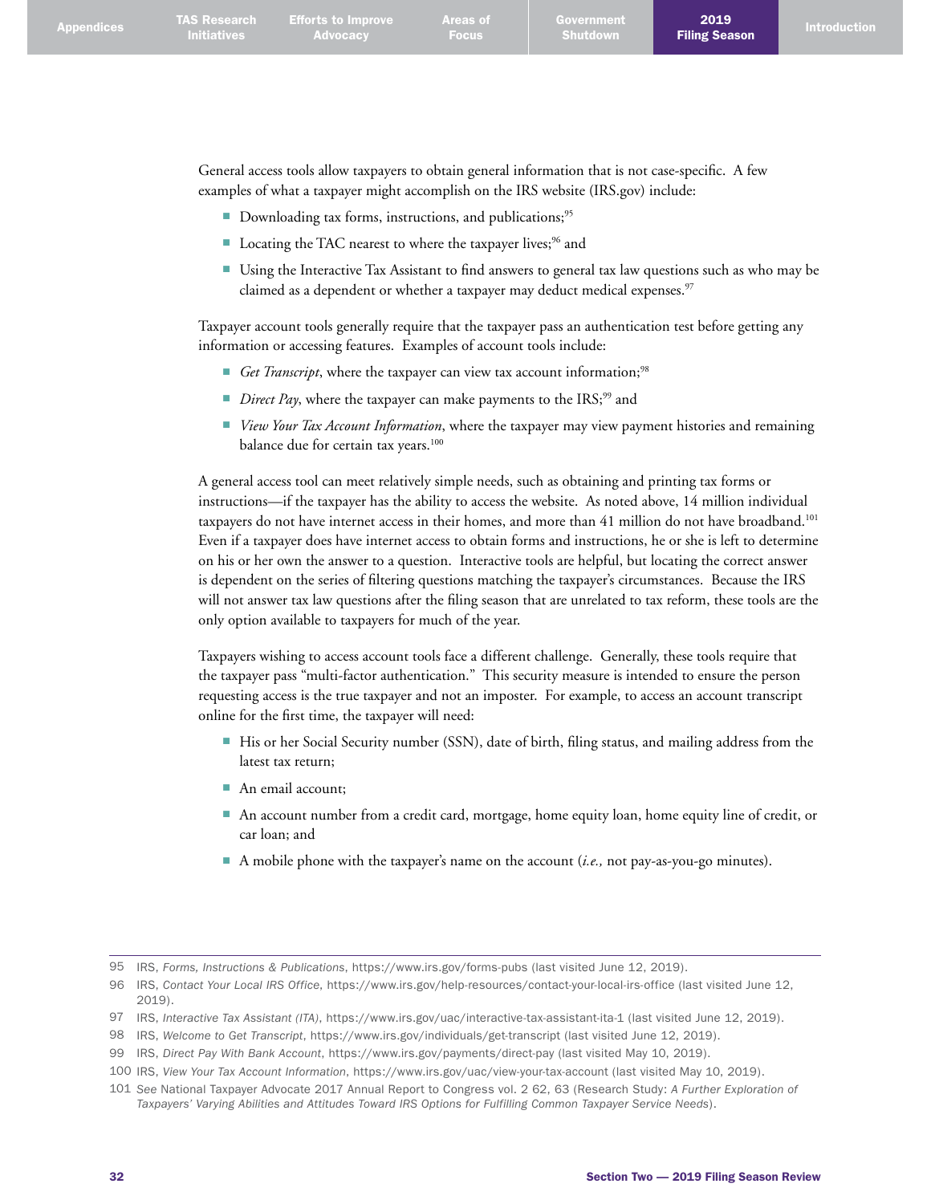General access tools allow taxpayers to obtain general information that is not case-specific. A few examples of what a taxpayer might accomplish on the IRS website (IRS.gov) include:

- Downloading tax forms, instructions, and publications;[95]
- Locating the TAC nearest to where the taxpayer lives;[96] and
- Using the Interactive Tax Assistant to find answers to general tax law questions such as who may be claimed as a dependent or whether a taxpayer may deduct medical expenses.[97]

Taxpayer account tools generally require that the taxpayer pass an authentication test before getting any information or accessing features. Examples of account tools include:

- *Get Transcript*, where the taxpayer can view tax account information;[98]
- *Direct Pay*, where the taxpayer can make payments to the IRS;[99] and
- *View Your Tax Account Information*, where the taxpayer may view payment histories and remaining balance due for certain tax years.[100]

A general access tool can meet relatively simple needs, such as obtaining and printing tax forms or instructions—if the taxpayer has the ability to access the website. As noted above, 14 million individual taxpayers do not have internet access in their homes, and more than 41 million do not have broadband.[101] Even if a taxpayer does have internet access to obtain forms and instructions, he or she is left to determine on his or her own the answer to a question. Interactive tools are helpful, but locating the correct answer is dependent on the series of filtering questions matching the taxpayer's circumstances. Because the IRS will not answer tax law questions after the filing season that are unrelated to tax reform, these tools are the only option available to taxpayers for much of the year.

Taxpayers wishing to access account tools face a different challenge. Generally, these tools require that the taxpayer pass "multi-factor authentication." This security measure is intended to ensure the person requesting access is the true taxpayer and not an imposter. For example, to access an account transcript online for the first time, the taxpayer will need:

- His or her Social Security number (SSN), date of birth, filing status, and mailing address from the latest tax return;
- An email account;
- An account number from a credit card, mortgage, home equity loan, home equity line of credit, or car loan; and
- A mobile phone with the taxpayer's name on the account (*i.e.,* not pay-as-you-go minutes).

---

95 IRS, *Forms, Instructions & Publications*, https://www.irs.gov/forms-pubs (last visited June 12, 2019).

96 IRS, *Contact Your Local IRS Office*, https://www.irs.gov/help-resources/contact-your-local-irs-office (last visited June 12, 2019).

97 IRS, *Interactive Tax Assistant (ITA)*, https://www.irs.gov/uac/interactive-tax-assistant-ita-1 (last visited June 12, 2019).

98 IRS, *Welcome to Get Transcript*, https://www.irs.gov/individuals/get-transcript (last visited June 12, 2019).

99 IRS, *Direct Pay With Bank Account*, https://www.irs.gov/payments/direct-pay (last visited May 10, 2019).

100 IRS, *View Your Tax Account Information*, https://www.irs.gov/uac/view-your-tax-account (last visited May 10, 2019).

101 *See* National Taxpayer Advocate 2017 Annual Report to Congress vol. 2 62, 63 (Research Study: *A Further Exploration of Taxpayers' Varying Abilities and Attitudes Toward IRS Options for Fulfilling Common Taxpayer Service Needs*).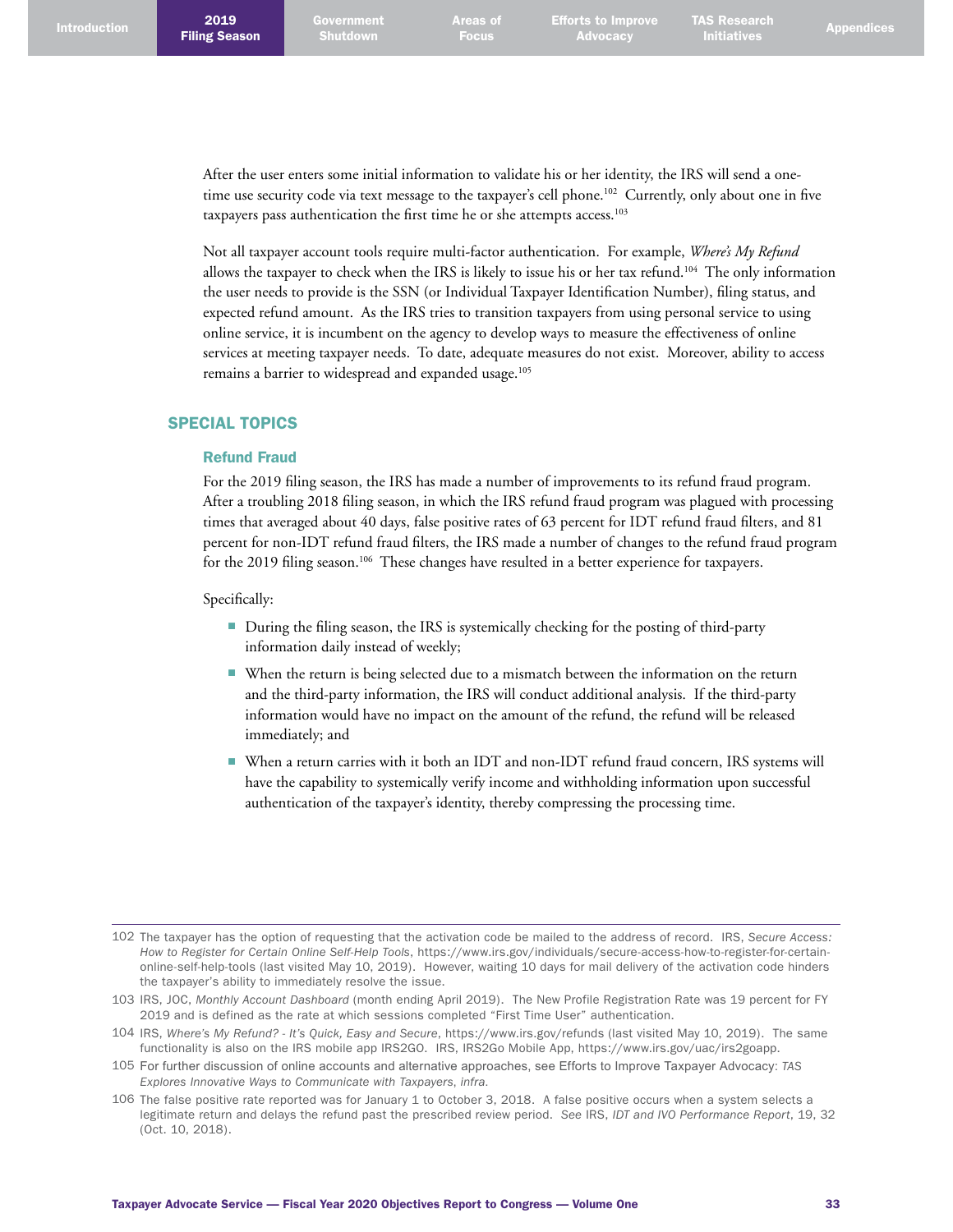After the user enters some initial information to validate his or her identity, the IRS will send a one-time use security code via text message to the taxpayer's cell phone.[102] Currently, only about one in five taxpayers pass authentication the first time he or she attempts access.[103]

Not all taxpayer account tools require multi-factor authentication. For example, *Where's My Refund* allows the taxpayer to check when the IRS is likely to issue his or her tax refund.[104] The only information the user needs to provide is the SSN (or Individual Taxpayer Identification Number), filing status, and expected refund amount. As the IRS tries to transition taxpayers from using personal service to using online service, it is incumbent on the agency to develop ways to measure the effectiveness of online services at meeting taxpayer needs. To date, adequate measures do not exist. Moreover, ability to access remains a barrier to widespread and expanded usage.[105]

## SPECIAL TOPICS

### Refund Fraud

For the 2019 filing season, the IRS has made a number of improvements to its refund fraud program. After a troubling 2018 filing season, in which the IRS refund fraud program was plagued with processing times that averaged about 40 days, false positive rates of 63 percent for IDT refund fraud filters, and 81 percent for non-IDT refund fraud filters, the IRS made a number of changes to the refund fraud program for the 2019 filing season.[106] These changes have resulted in a better experience for taxpayers.

Specifically:

- During the filing season, the IRS is systemically checking for the posting of third-party information daily instead of weekly;
- When the return is being selected due to a mismatch between the information on the return and the third-party information, the IRS will conduct additional analysis. If the third-party information would have no impact on the amount of the refund, the refund will be released immediately; and
- When a return carries with it both an IDT and non-IDT refund fraud concern, IRS systems will have the capability to systemically verify income and withholding information upon successful authentication of the taxpayer's identity, thereby compressing the processing time.

---

102 The taxpayer has the option of requesting that the activation code be mailed to the address of record. IRS, *Secure Access: How to Register for Certain Online Self-Help Tools*, https://www.irs.gov/individuals/secure-access-how-to-register-for-certain-online-self-help-tools (last visited May 10, 2019). However, waiting 10 days for mail delivery of the activation code hinders the taxpayer's ability to immediately resolve the issue.

103 IRS, JOC, *Monthly Account Dashboard* (month ending April 2019). The New Profile Registration Rate was 19 percent for FY 2019 and is defined as the rate at which sessions completed "First Time User" authentication.

104 IRS, *Where's My Refund? - It's Quick, Easy and Secure*, https://www.irs.gov/refunds (last visited May 10, 2019). The same functionality is also on the IRS mobile app IRS2GO. IRS, IRS2Go Mobile App, https://www.irs.gov/uac/irs2goapp.

105 For further discussion of online accounts and alternative approaches, see Efforts to Improve Taxpayer Advocacy: *TAS Explores Innovative Ways to Communicate with Taxpayers*, *infra*.

106 The false positive rate reported was for January 1 to October 3, 2018. A false positive occurs when a system selects a legitimate return and delays the refund past the prescribed review period. *See* IRS, *IDT and IVO Performance Report*, 19, 32 (Oct. 10, 2018).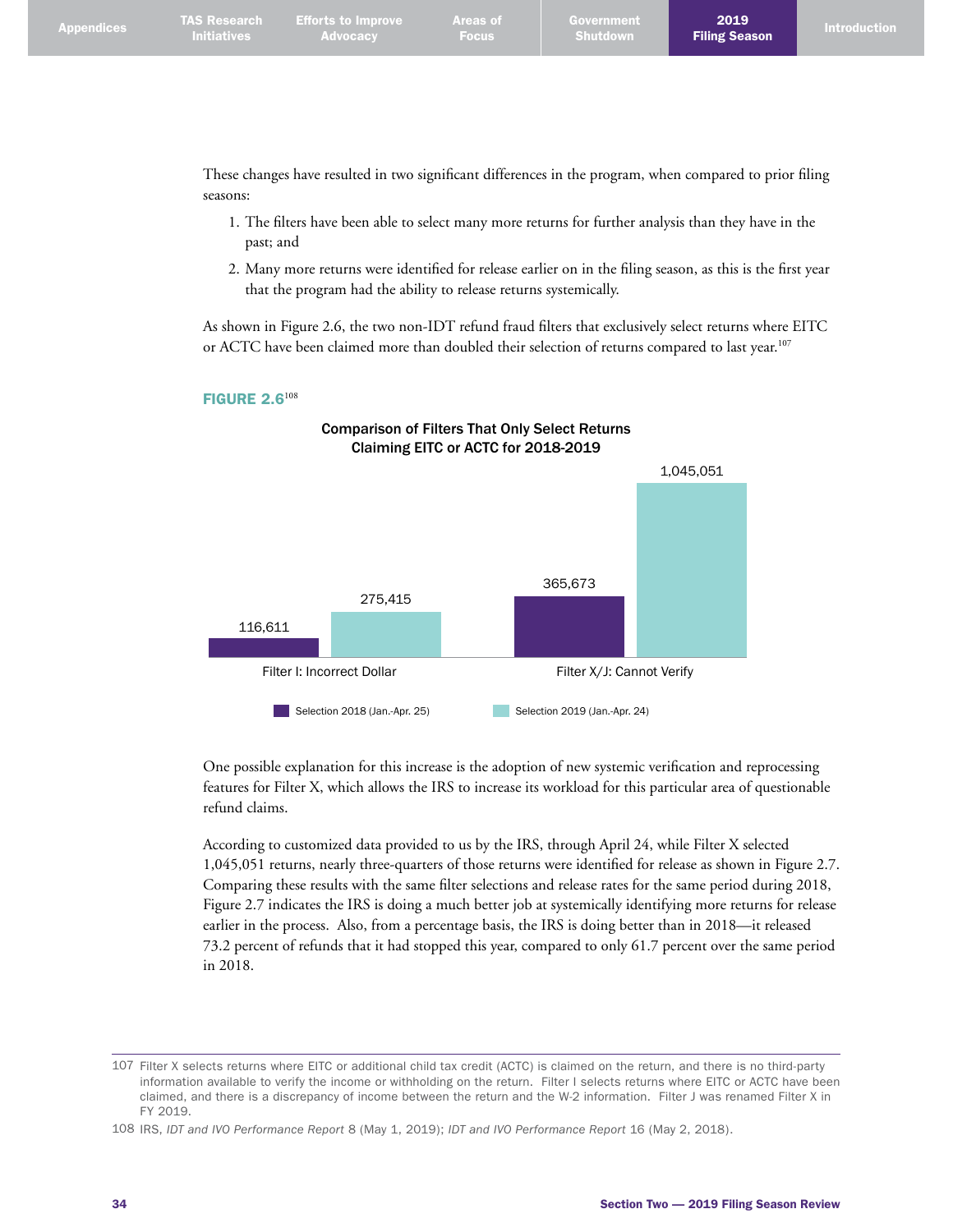These changes have resulted in two significant differences in the program, when compared to prior filing seasons:

1. The filters have been able to select many more returns for further analysis than they have in the past; and
2. Many more returns were identified for release earlier on in the filing season, as this is the first year that the program had the ability to release returns systemically.

As shown in Figure 2.6, the two non-IDT refund fraud filters that exclusively select returns where EITC or ACTC have been claimed more than doubled their selection of returns compared to last year.[107]

**FIGURE 2.6**[108]

**Comparison of Filters That Only Select Returns Claiming EITC or ACTC for 2018-2019**

| | Selection 2018 (Jan.-Apr. 25) | Selection 2019 (Jan.-Apr. 24) |
|---|---|---|
| Filter I: Incorrect Dollar | 116,611 | 275,415 |
| Filter X/J: Cannot Verify | 365,673 | 1,045,051 |

One possible explanation for this increase is the adoption of new systemic verification and reprocessing features for Filter X, which allows the IRS to increase its workload for this particular area of questionable refund claims.

According to customized data provided to us by the IRS, through April 24, while Filter X selected 1,045,051 returns, nearly three-quarters of those returns were identified for release as shown in Figure 2.7. Comparing these results with the same filter selections and release rates for the same period during 2018, Figure 2.7 indicates the IRS is doing a much better job at systemically identifying more returns for release earlier in the process. Also, from a percentage basis, the IRS is doing better than in 2018—it released 73.2 percent of refunds that it had stopped this year, compared to only 61.7 percent over the same period in 2018.

---

107 Filter X selects returns where EITC or additional child tax credit (ACTC) is claimed on the return, and there is no third-party information available to verify the income or withholding on the return. Filter I selects returns where EITC or ACTC have been claimed, and there is a discrepancy of income between the return and the W-2 information. Filter J was renamed Filter X in FY 2019.

108 IRS, *IDT and IVO Performance Report* 8 (May 1, 2019); *IDT and IVO Performance Report* 16 (May 2, 2018).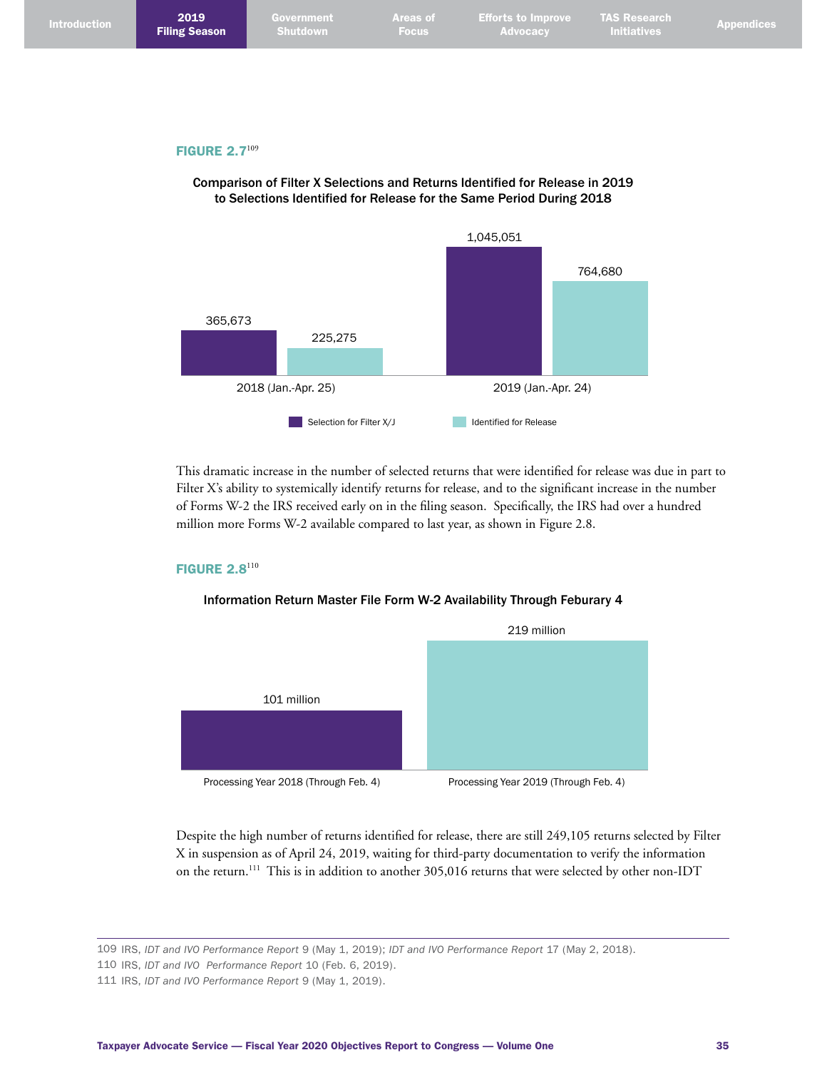**FIGURE 2.7**[109]

**Comparison of Filter X Selections and Returns Identified for Release in 2019 to Selections Identified for Release for the Same Period During 2018**

| | Selection for Filter X/J | Identified for Release |
|---|---|---|
| 2018 (Jan.-Apr. 25) | 365,673 | 225,275 |
| 2019 (Jan.-Apr. 24) | 1,045,051 | 764,680 |

This dramatic increase in the number of selected returns that were identified for release was due in part to Filter X's ability to systemically identify returns for release, and to the significant increase in the number of Forms W-2 the IRS received early on in the filing season. Specifically, the IRS had over a hundred million more Forms W-2 available compared to last year, as shown in Figure 2.8.

**FIGURE 2.8**[110]

**Information Return Master File Form W-2 Availability Through Feburary 4**

| | Form W-2 Availability |
|---|---|
| Processing Year 2018 (Through Feb. 4) | 101 million |
| Processing Year 2019 (Through Feb. 4) | 219 million |

Despite the high number of returns identified for release, there are still 249,105 returns selected by Filter X in suspension as of April 24, 2019, waiting for third-party documentation to verify the information on the return.[111] This is in addition to another 305,016 returns that were selected by other non-IDT

---

109 IRS, *IDT and IVO Performance Report* 9 (May 1, 2019); *IDT and IVO Performance Report* 17 (May 2, 2018).

110 IRS, *IDT and IVO Performance Report* 10 (Feb. 6, 2019).

111 IRS, *IDT and IVO Performance Report* 9 (May 1, 2019).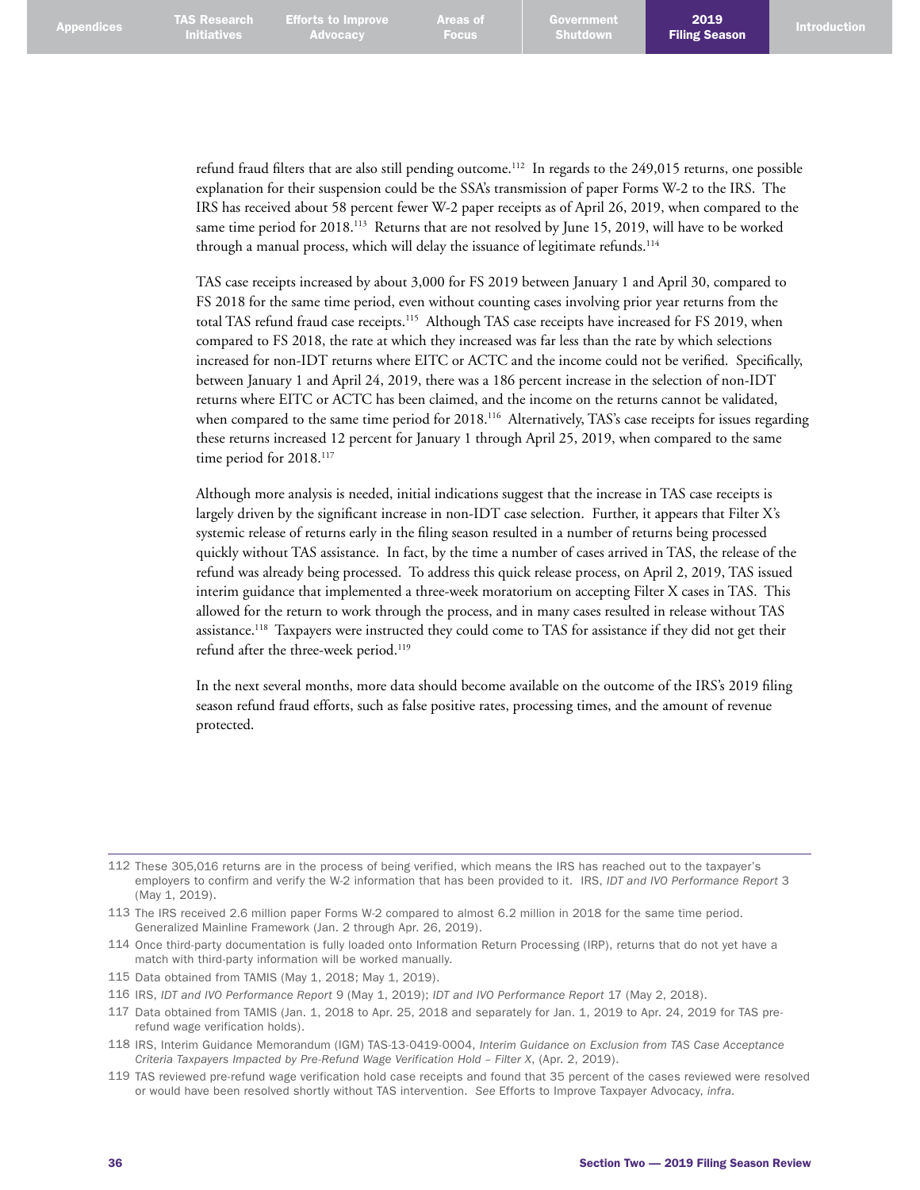refund fraud filters that are also still pending outcome.[112] In regards to the 249,015 returns, one possible explanation for their suspension could be the SSA's transmission of paper Forms W-2 to the IRS. The IRS has received about 58 percent fewer W-2 paper receipts as of April 26, 2019, when compared to the same time period for 2018.[113] Returns that are not resolved by June 15, 2019, will have to be worked through a manual process, which will delay the issuance of legitimate refunds.[114]

TAS case receipts increased by about 3,000 for FS 2019 between January 1 and April 30, compared to FS 2018 for the same time period, even without counting cases involving prior year returns from the total TAS refund fraud case receipts.[115] Although TAS case receipts have increased for FS 2019, when compared to FS 2018, the rate at which they increased was far less than the rate by which selections increased for non-IDT returns where EITC or ACTC and the income could not be verified. Specifically, between January 1 and April 24, 2019, there was a 186 percent increase in the selection of non-IDT returns where EITC or ACTC has been claimed, and the income on the returns cannot be validated, when compared to the same time period for 2018.[116] Alternatively, TAS's case receipts for issues regarding these returns increased 12 percent for January 1 through April 25, 2019, when compared to the same time period for 2018.[117]

Although more analysis is needed, initial indications suggest that the increase in TAS case receipts is largely driven by the significant increase in non-IDT case selection. Further, it appears that Filter X's systemic release of returns early in the filing season resulted in a number of returns being processed quickly without TAS assistance. In fact, by the time a number of cases arrived in TAS, the release of the refund was already being processed. To address this quick release process, on April 2, 2019, TAS issued interim guidance that implemented a three-week moratorium on accepting Filter X cases in TAS. This allowed for the return to work through the process, and in many cases resulted in release without TAS assistance.[118] Taxpayers were instructed they could come to TAS for assistance if they did not get their refund after the three-week period.[119]

In the next several months, more data should become available on the outcome of the IRS's 2019 filing season refund fraud efforts, such as false positive rates, processing times, and the amount of revenue protected.

---

112 These 305,016 returns are in the process of being verified, which means the IRS has reached out to the taxpayer's employers to confirm and verify the W-2 information that has been provided to it. IRS, *IDT and IVO Performance Report* 3 (May 1, 2019).

113 The IRS received 2.6 million paper Forms W-2 compared to almost 6.2 million in 2018 for the same time period. Generalized Mainline Framework (Jan. 2 through Apr. 26, 2019).

114 Once third-party documentation is fully loaded onto Information Return Processing (IRP), returns that do not yet have a match with third-party information will be worked manually.

115 Data obtained from TAMIS (May 1, 2018; May 1, 2019).

116 IRS, *IDT and IVO Performance Report* 9 (May 1, 2019); *IDT and IVO Performance Report* 17 (May 2, 2018).

117 Data obtained from TAMIS (Jan. 1, 2018 to Apr. 25, 2018 and separately for Jan. 1, 2019 to Apr. 24, 2019 for TAS pre-refund wage verification holds).

118 IRS, Interim Guidance Memorandum (IGM) TAS-13-0419-0004, *Interim Guidance on Exclusion from TAS Case Acceptance Criteria Taxpayers Impacted by Pre-Refund Wage Verification Hold – Filter X*, (Apr. 2, 2019).

119 TAS reviewed pre-refund wage verification hold case receipts and found that 35 percent of the cases reviewed were resolved or would have been resolved shortly without TAS intervention. *See* Efforts to Improve Taxpayer Advocacy, *infra*.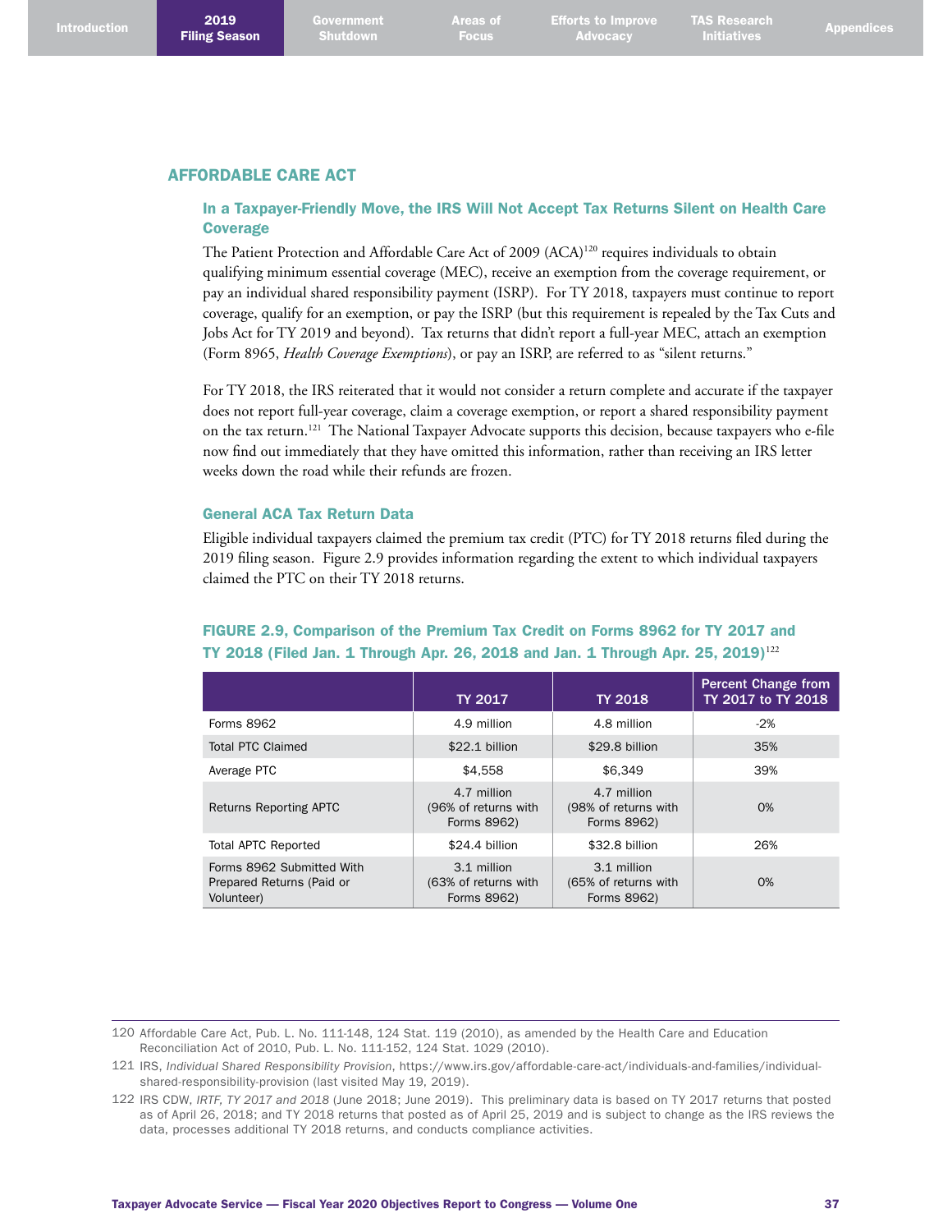## AFFORDABLE CARE ACT

### In a Taxpayer-Friendly Move, the IRS Will Not Accept Tax Returns Silent on Health Care Coverage

The Patient Protection and Affordable Care Act of 2009 (ACA)[120] requires individuals to obtain qualifying minimum essential coverage (MEC), receive an exemption from the coverage requirement, or pay an individual shared responsibility payment (ISRP). For TY 2018, taxpayers must continue to report coverage, qualify for an exemption, or pay the ISRP (but this requirement is repealed by the Tax Cuts and Jobs Act for TY 2019 and beyond). Tax returns that didn't report a full-year MEC, attach an exemption (Form 8965, *Health Coverage Exemptions*), or pay an ISRP, are referred to as "silent returns."

For TY 2018, the IRS reiterated that it would not consider a return complete and accurate if the taxpayer does not report full-year coverage, claim a coverage exemption, or report a shared responsibility payment on the tax return.[121] The National Taxpayer Advocate supports this decision, because taxpayers who e-file now find out immediately that they have omitted this information, rather than receiving an IRS letter weeks down the road while their refunds are frozen.

### General ACA Tax Return Data

Eligible individual taxpayers claimed the premium tax credit (PTC) for TY 2018 returns filed during the 2019 filing season. Figure 2.9 provides information regarding the extent to which individual taxpayers claimed the PTC on their TY 2018 returns.

**FIGURE 2.9, Comparison of the Premium Tax Credit on Forms 8962 for TY 2017 and TY 2018 (Filed Jan. 1 Through Apr. 26, 2018 and Jan. 1 Through Apr. 25, 2019)[122]**

| | TY 2017 | TY 2018 | Percent Change from TY 2017 to TY 2018 |
|---|---|---|---|
| Forms 8962 | 4.9 million | 4.8 million | -2% |
| Total PTC Claimed | $22.1 billion | $29.8 billion | 35% |
| Average PTC | $4,558 | $6,349 | 39% |
| Returns Reporting APTC | 4.7 million (96% of returns with Forms 8962) | 4.7 million (98% of returns with Forms 8962) | 0% |
| Total APTC Reported | $24.4 billion | $32.8 billion | 26% |
| Forms 8962 Submitted With Prepared Returns (Paid or Volunteer) | 3.1 million (63% of returns with Forms 8962) | 3.1 million (65% of returns with Forms 8962) | 0% |

---

120 Affordable Care Act, Pub. L. No. 111-148, 124 Stat. 119 (2010), as amended by the Health Care and Education Reconciliation Act of 2010, Pub. L. No. 111-152, 124 Stat. 1029 (2010).

121 IRS, *Individual Shared Responsibility Provision*, https://www.irs.gov/affordable-care-act/individuals-and-families/individual-shared-responsibility-provision (last visited May 19, 2019).

122 IRS CDW, *IRTF, TY 2017 and 2018* (June 2018; June 2019). This preliminary data is based on TY 2017 returns that posted as of April 26, 2018; and TY 2018 returns that posted as of April 25, 2019 and is subject to change as the IRS reviews the data, processes additional TY 2018 returns, and conducts compliance activities.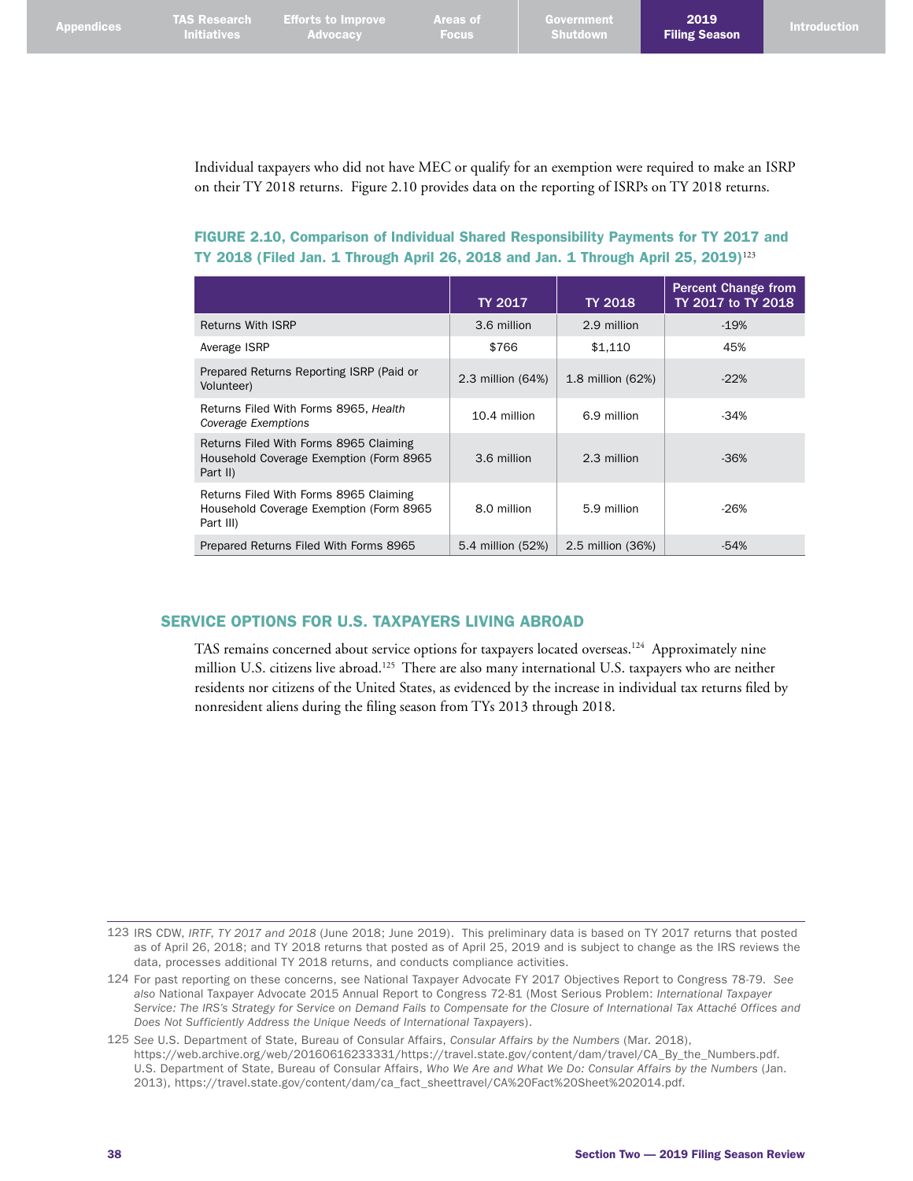Individual taxpayers who did not have MEC or qualify for an exemption were required to make an ISRP on their TY 2018 returns. Figure 2.10 provides data on the reporting of ISRPs on TY 2018 returns.

**FIGURE 2.10, Comparison of Individual Shared Responsibility Payments for TY 2017 and TY 2018 (Filed Jan. 1 Through April 26, 2018 and Jan. 1 Through April 25, 2019)**[123]

| | TY 2017 | TY 2018 | Percent Change from TY 2017 to TY 2018 |
|---|---|---|---|
| Returns With ISRP | 3.6 million | 2.9 million | -19% |
| Average ISRP | $766 | $1,110 | 45% |
| Prepared Returns Reporting ISRP (Paid or Volunteer) | 2.3 million (64%) | 1.8 million (62%) | -22% |
| Returns Filed With Forms 8965, *Health Coverage Exemptions* | 10.4 million | 6.9 million | -34% |
| Returns Filed With Forms 8965 Claiming Household Coverage Exemption (Form 8965 Part II) | 3.6 million | 2.3 million | -36% |
| Returns Filed With Forms 8965 Claiming Household Coverage Exemption (Form 8965 Part III) | 8.0 million | 5.9 million | -26% |
| Prepared Returns Filed With Forms 8965 | 5.4 million (52%) | 2.5 million (36%) | -54% |

## SERVICE OPTIONS FOR U.S. TAXPAYERS LIVING ABROAD

TAS remains concerned about service options for taxpayers located overseas.[124] Approximately nine million U.S. citizens live abroad.[125] There are also many international U.S. taxpayers who are neither residents nor citizens of the United States, as evidenced by the increase in individual tax returns filed by nonresident aliens during the filing season from TYs 2013 through 2018.

---

123 IRS CDW, *IRTF*, *TY 2017 and 2018* (June 2018; June 2019). This preliminary data is based on TY 2017 returns that posted as of April 26, 2018; and TY 2018 returns that posted as of April 25, 2019 and is subject to change as the IRS reviews the data, processes additional TY 2018 returns, and conducts compliance activities.

124 For past reporting on these concerns, see National Taxpayer Advocate FY 2017 Objectives Report to Congress 78-79. *See also* National Taxpayer Advocate 2015 Annual Report to Congress 72-81 (Most Serious Problem: *International Taxpayer Service: The IRS's Strategy for Service on Demand Fails to Compensate for the Closure of International Tax Attaché Offices and Does Not Sufficiently Address the Unique Needs of International Taxpayers*).

125 *See* U.S. Department of State, Bureau of Consular Affairs, *Consular Affairs by the Numbers* (Mar. 2018), https://web.archive.org/web/20160616233331/https://travel.state.gov/content/dam/travel/CA_By_the_Numbers.pdf. U.S. Department of State, Bureau of Consular Affairs, *Who We Are and What We Do: Consular Affairs by the Numbers* (Jan. 2013), https://travel.state.gov/content/dam/ca_fact_sheettravel/CA%20Fact%20Sheet%202014.pdf.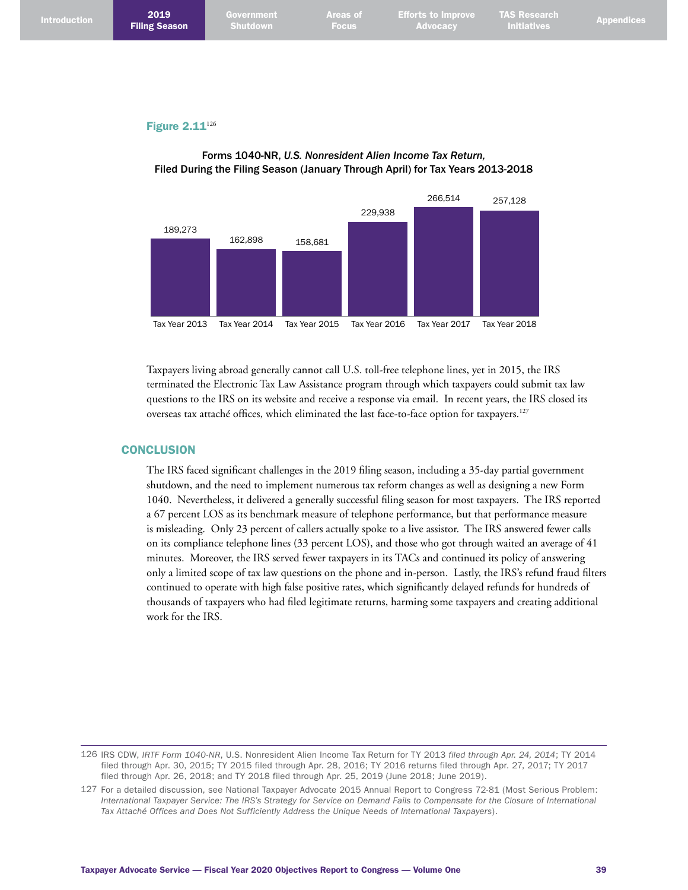**Figure 2.11**[126]

Forms 1040-NR, *U.S. Nonresident Alien Income Tax Return,*
Filed During the Filing Season (January Through April) for Tax Years 2013-2018

189,273
162,898
158,681
229,938
266,514
257,128

Tax Year 2013
Tax Year 2014
Tax Year 2015
Tax Year 2016
Tax Year 2017
Tax Year 2018

Taxpayers living abroad generally cannot call U.S. toll-free telephone lines, yet in 2015, the IRS terminated the Electronic Tax Law Assistance program through which taxpayers could submit tax law questions to the IRS on its website and receive a response via email. In recent years, the IRS closed its overseas tax attaché offices, which eliminated the last face-to-face option for taxpayers.[127]

## CONCLUSION

The IRS faced significant challenges in the 2019 filing season, including a 35-day partial government shutdown, and the need to implement numerous tax reform changes as well as designing a new Form 1040. Nevertheless, it delivered a generally successful filing season for most taxpayers. The IRS reported a 67 percent LOS as its benchmark measure of telephone performance, but that performance measure is misleading. Only 23 percent of callers actually spoke to a live assistor. The IRS answered fewer calls on its compliance telephone lines (33 percent LOS), and those who got through waited an average of 41 minutes. Moreover, the IRS served fewer taxpayers in its TACs and continued its policy of answering only a limited scope of tax law questions on the phone and in-person. Lastly, the IRS's refund fraud filters continued to operate with high false positive rates, which significantly delayed refunds for hundreds of thousands of taxpayers who had filed legitimate returns, harming some taxpayers and creating additional work for the IRS.

---

126 IRS CDW, *IRTF Form 1040-NR*, U.S. Nonresident Alien Income Tax Return for TY 2013 *filed through Apr. 24, 2014*; TY 2014 filed through Apr. 30, 2015; TY 2015 filed through Apr. 28, 2016; TY 2016 returns filed through Apr. 27, 2017; TY 2017 filed through Apr. 26, 2018; and TY 2018 filed through Apr. 25, 2019 (June 2018; June 2019).

127 For a detailed discussion, see National Taxpayer Advocate 2015 Annual Report to Congress 72-81 (Most Serious Problem: *International Taxpayer Service: The IRS's Strategy for Service on Demand Fails to Compensate for the Closure of International Tax Attaché Offices and Does Not Sufficiently Address the Unique Needs of International Taxpayers*).